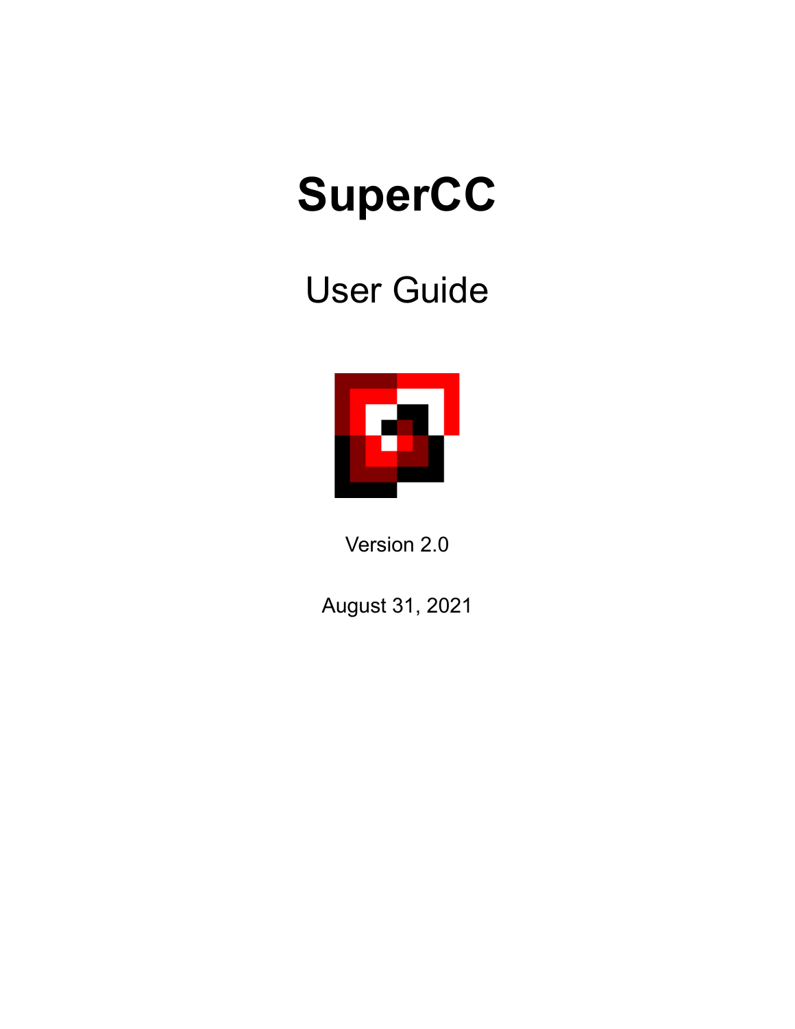# SuperCC

## User Guide

Version 2.0

August 31, 2021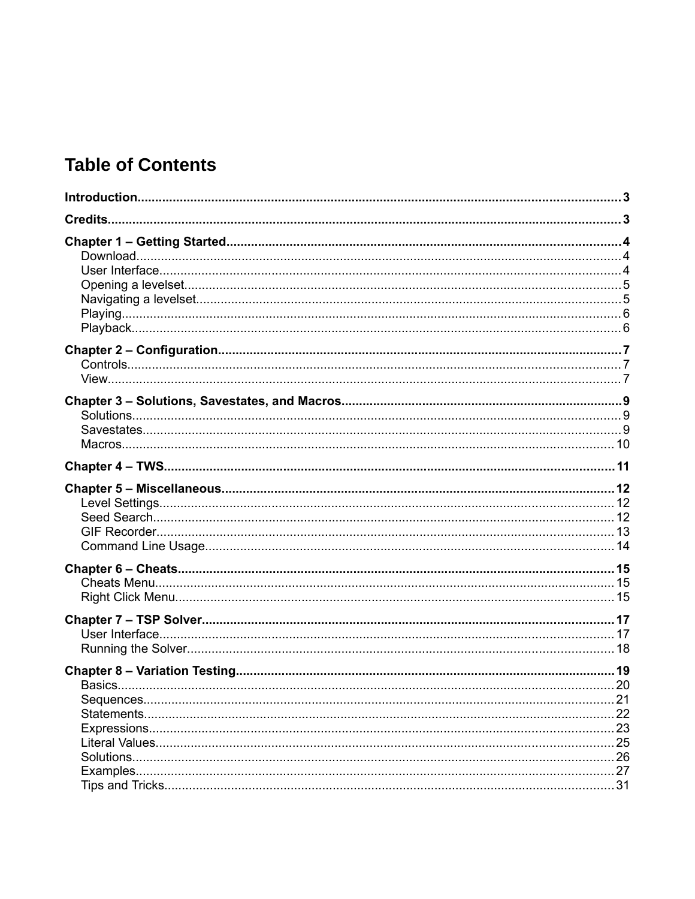# Table of Contents

**Introduction** 3

**Credits** 3

**Chapter 1 – Getting Started** 4
- Download 4
- User Interface 4
- Opening a levelset 5
- Navigating a levelset 5
- Playing 6
- Playback 6

**Chapter 2 – Configuration** 7
- Controls 7
- View 7

**Chapter 3 – Solutions, Savestates, and Macros** 9
- Solutions 9
- Savestates 9
- Macros 10

**Chapter 4 – TWS** 11

**Chapter 5 – Miscellaneous** 12
- Level Settings 12
- Seed Search 12
- GIF Recorder 13
- Command Line Usage 14

**Chapter 6 – Cheats** 15
- Cheats Menu 15
- Right Click Menu 15

**Chapter 7 – TSP Solver** 17
- User Interface 17
- Running the Solver 18

**Chapter 8 – Variation Testing** 19
- Basics 20
- Sequences 21
- Statements 22
- Expressions 23
- Literal Values 25
- Solutions 26
- Examples 27
- Tips and Tricks 31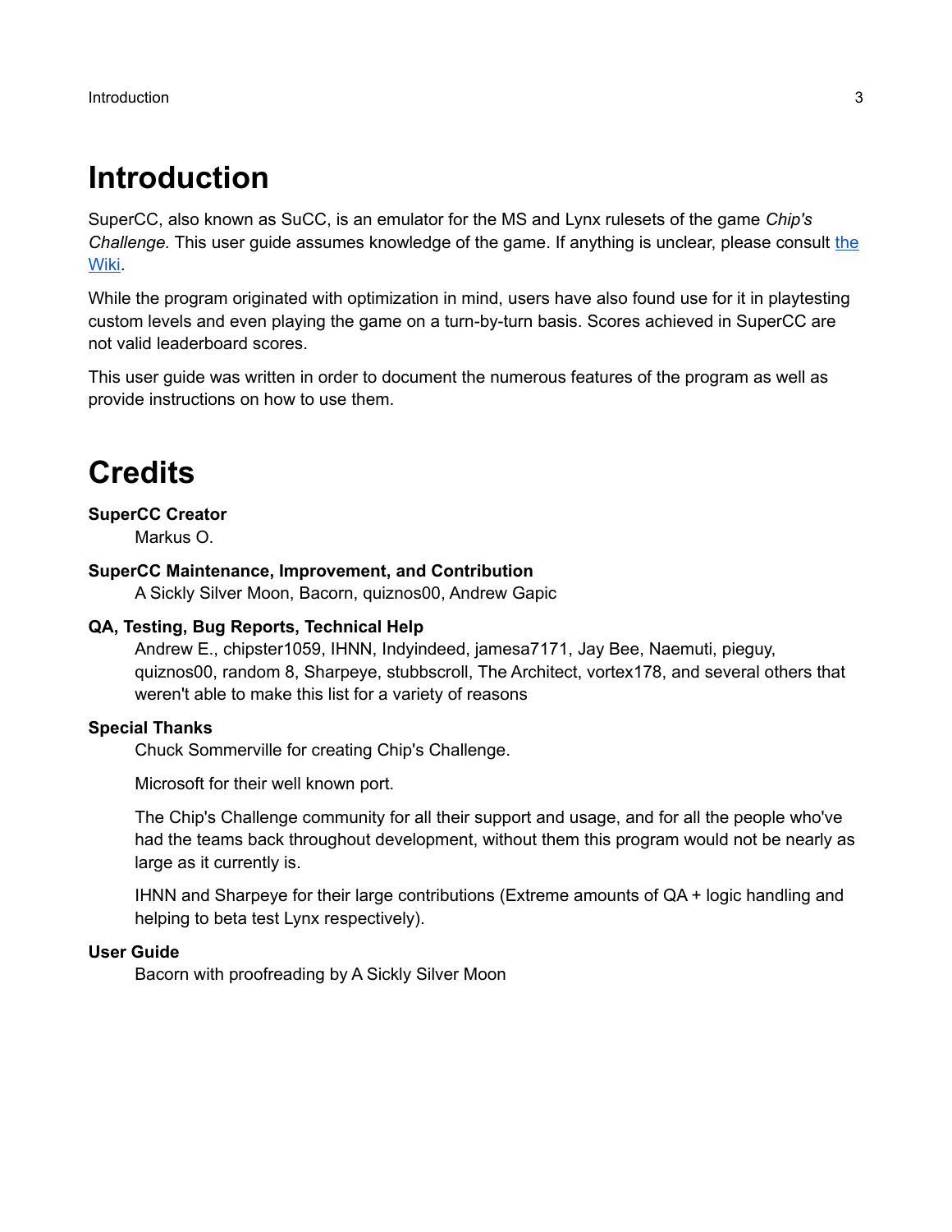# Introduction

SuperCC, also known as SuCC, is an emulator for the MS and Lynx rulesets of the game *Chip's Challenge*. This user guide assumes knowledge of the game. If anything is unclear, please consult [the Wiki](#).

While the program originated with optimization in mind, users have also found use for it in playtesting custom levels and even playing the game on a turn-by-turn basis. Scores achieved in SuperCC are not valid leaderboard scores.

This user guide was written in order to document the numerous features of the program as well as provide instructions on how to use them.

# Credits

**SuperCC Creator**

Markus O.

**SuperCC Maintenance, Improvement, and Contribution**

A Sickly Silver Moon, Bacorn, quiznos00, Andrew Gapic

**QA, Testing, Bug Reports, Technical Help**

Andrew E., chipster1059, IHNN, Indyindeed, jamesa7171, Jay Bee, Naemuti, pieguy, quiznos00, random 8, Sharpeye, stubbscroll, The Architect, vortex178, and several others that weren't able to make this list for a variety of reasons

**Special Thanks**

Chuck Sommerville for creating Chip's Challenge.

Microsoft for their well known port.

The Chip's Challenge community for all their support and usage, and for all the people who've had the teams back throughout development, without them this program would not be nearly as large as it currently is.

IHNN and Sharpeye for their large contributions (Extreme amounts of QA + logic handling and helping to beta test Lynx respectively).

**User Guide**

Bacorn with proofreading by A Sickly Silver Moon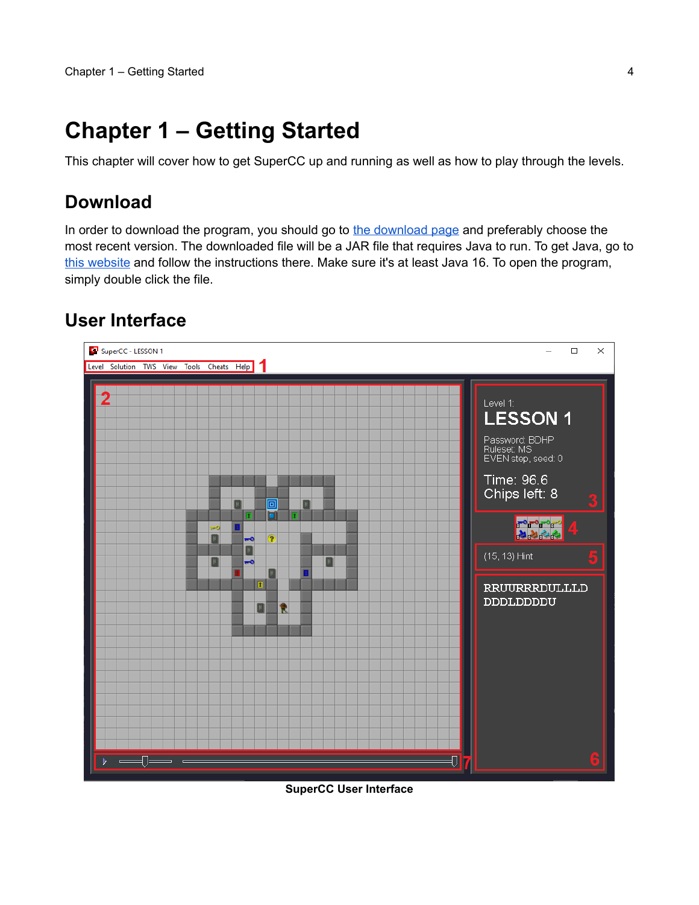# Chapter 1 – Getting Started

This chapter will cover how to get SuperCC up and running as well as how to play through the levels.

## Download

In order to download the program, you should go to the download page and preferably choose the most recent version. The downloaded file will be a JAR file that requires Java to run. To get Java, go to this website and follow the instructions there. Make sure it's at least Java 16. To open the program, simply double click the file.

## User Interface

**SuperCC User Interface**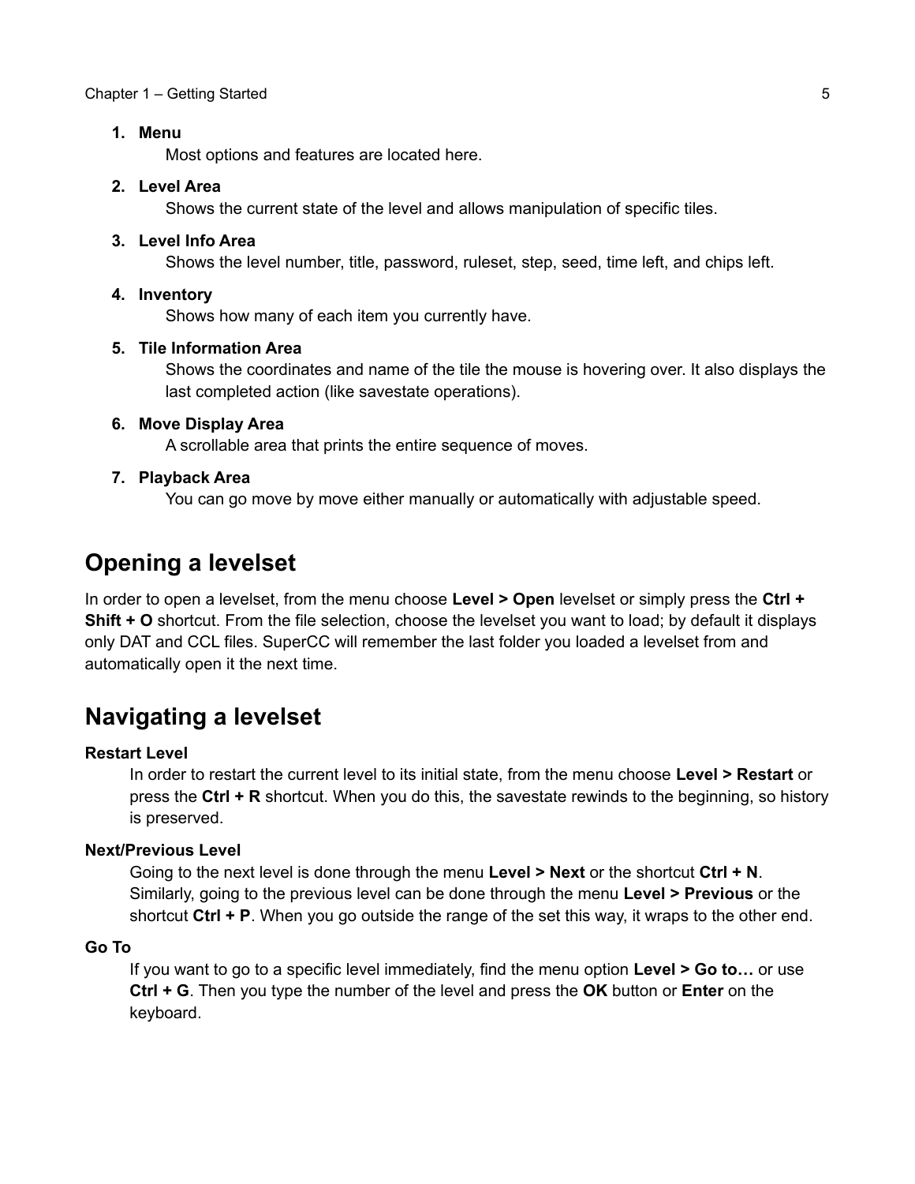1. **Menu**
   Most options and features are located here.

2. **Level Area**
   Shows the current state of the level and allows manipulation of specific tiles.

3. **Level Info Area**
   Shows the level number, title, password, ruleset, step, seed, time left, and chips left.

4. **Inventory**
   Shows how many of each item you currently have.

5. **Tile Information Area**
   Shows the coordinates and name of the tile the mouse is hovering over. It also displays the last completed action (like savestate operations).

6. **Move Display Area**
   A scrollable area that prints the entire sequence of moves.

7. **Playback Area**
   You can go move by move either manually or automatically with adjustable speed.

## Opening a levelset

In order to open a levelset, from the menu choose **Level > Open** levelset or simply press the **Ctrl + Shift + O** shortcut. From the file selection, choose the levelset you want to load; by default it displays only DAT and CCL files. SuperCC will remember the last folder you loaded a levelset from and automatically open it the next time.

## Navigating a levelset

**Restart Level**

In order to restart the current level to its initial state, from the menu choose **Level > Restart** or press the **Ctrl + R** shortcut. When you do this, the savestate rewinds to the beginning, so history is preserved.

**Next/Previous Level**

Going to the next level is done through the menu **Level > Next** or the shortcut **Ctrl + N**. Similarly, going to the previous level can be done through the menu **Level > Previous** or the shortcut **Ctrl + P**. When you go outside the range of the set this way, it wraps to the other end.

**Go To**

If you want to go to a specific level immediately, find the menu option **Level > Go to…** or use **Ctrl + G**. Then you type the number of the level and press the **OK** button or **Enter** on the keyboard.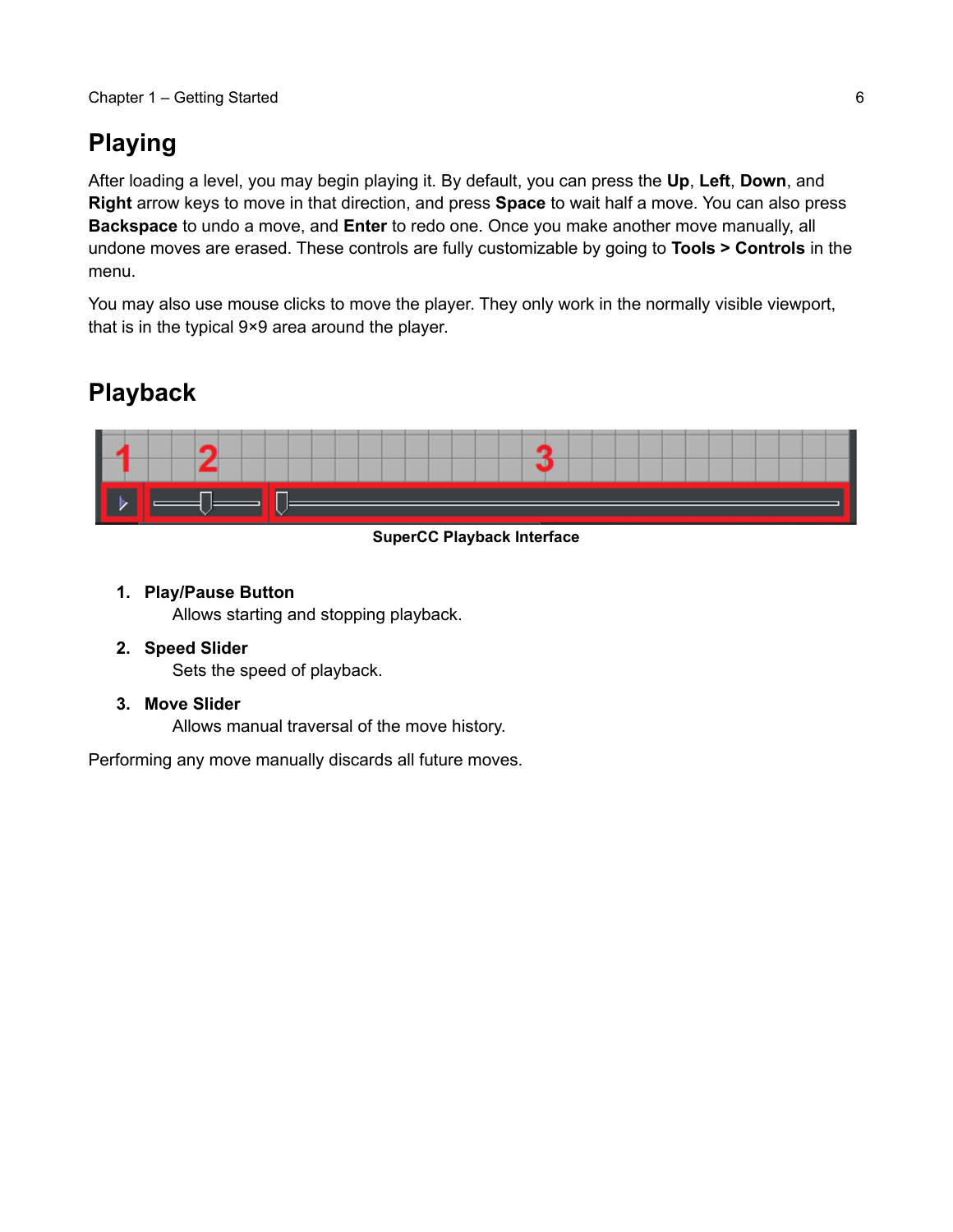## Playing

After loading a level, you may begin playing it. By default, you can press the **Up**, **Left**, **Down**, and **Right** arrow keys to move in that direction, and press **Space** to wait half a move. You can also press **Backspace** to undo a move, and **Enter** to redo one. Once you make another move manually, all undone moves are erased. These controls are fully customizable by going to **Tools > Controls** in the menu.

You may also use mouse clicks to move the player. They only work in the normally visible viewport, that is in the typical 9×9 area around the player.

## Playback

**SuperCC Playback Interface**

1. **Play/Pause Button**
   Allows starting and stopping playback.
2. **Speed Slider**
   Sets the speed of playback.
3. **Move Slider**
   Allows manual traversal of the move history.

Performing any move manually discards all future moves.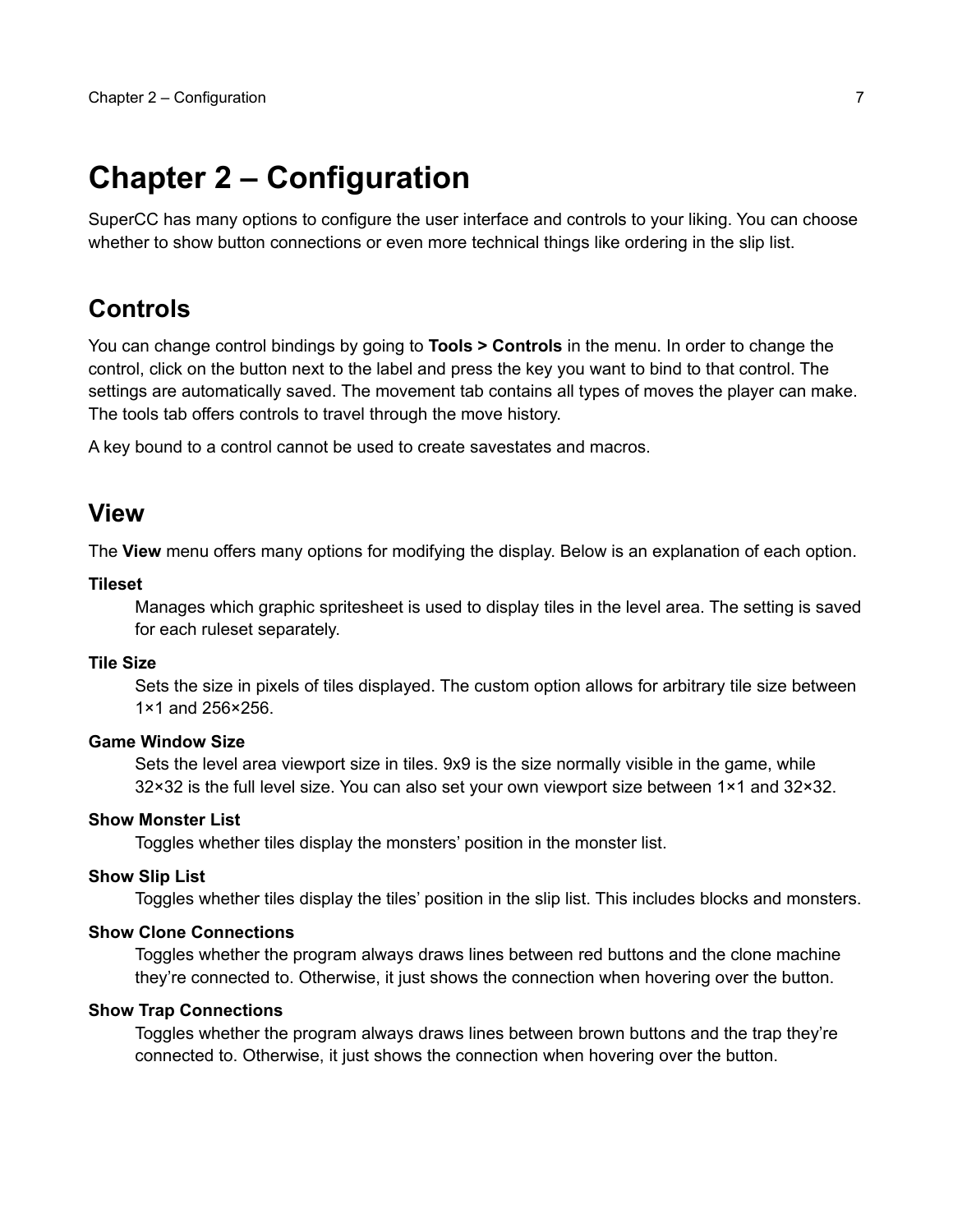# Chapter 2 – Configuration

SuperCC has many options to configure the user interface and controls to your liking. You can choose whether to show button connections or even more technical things like ordering in the slip list.

## Controls

You can change control bindings by going to **Tools > Controls** in the menu. In order to change the control, click on the button next to the label and press the key you want to bind to that control. The settings are automatically saved. The movement tab contains all types of moves the player can make. The tools tab offers controls to travel through the move history.

A key bound to a control cannot be used to create savestates and macros.

## View

The **View** menu offers many options for modifying the display. Below is an explanation of each option.

**Tileset**
: Manages which graphic spritesheet is used to display tiles in the level area. The setting is saved for each ruleset separately.

**Tile Size**
: Sets the size in pixels of tiles displayed. The custom option allows for arbitrary tile size between 1×1 and 256×256.

**Game Window Size**
: Sets the level area viewport size in tiles. 9x9 is the size normally visible in the game, while 32×32 is the full level size. You can also set your own viewport size between 1×1 and 32×32.

**Show Monster List**
: Toggles whether tiles display the monsters' position in the monster list.

**Show Slip List**
: Toggles whether tiles display the tiles' position in the slip list. This includes blocks and monsters.

**Show Clone Connections**
: Toggles whether the program always draws lines between red buttons and the clone machine they're connected to. Otherwise, it just shows the connection when hovering over the button.

**Show Trap Connections**
: Toggles whether the program always draws lines between brown buttons and the trap they're connected to. Otherwise, it just shows the connection when hovering over the button.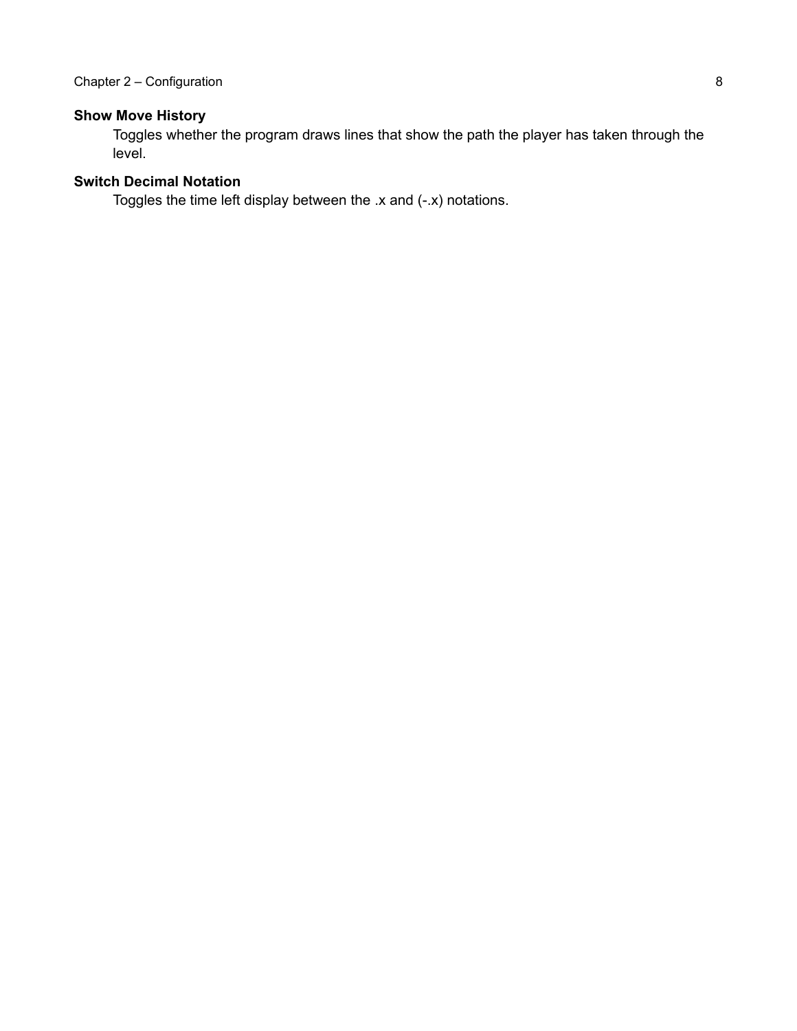**Show Move History**

Toggles whether the program draws lines that show the path the player has taken through the level.

**Switch Decimal Notation**

Toggles the time left display between the .x and (-.x) notations.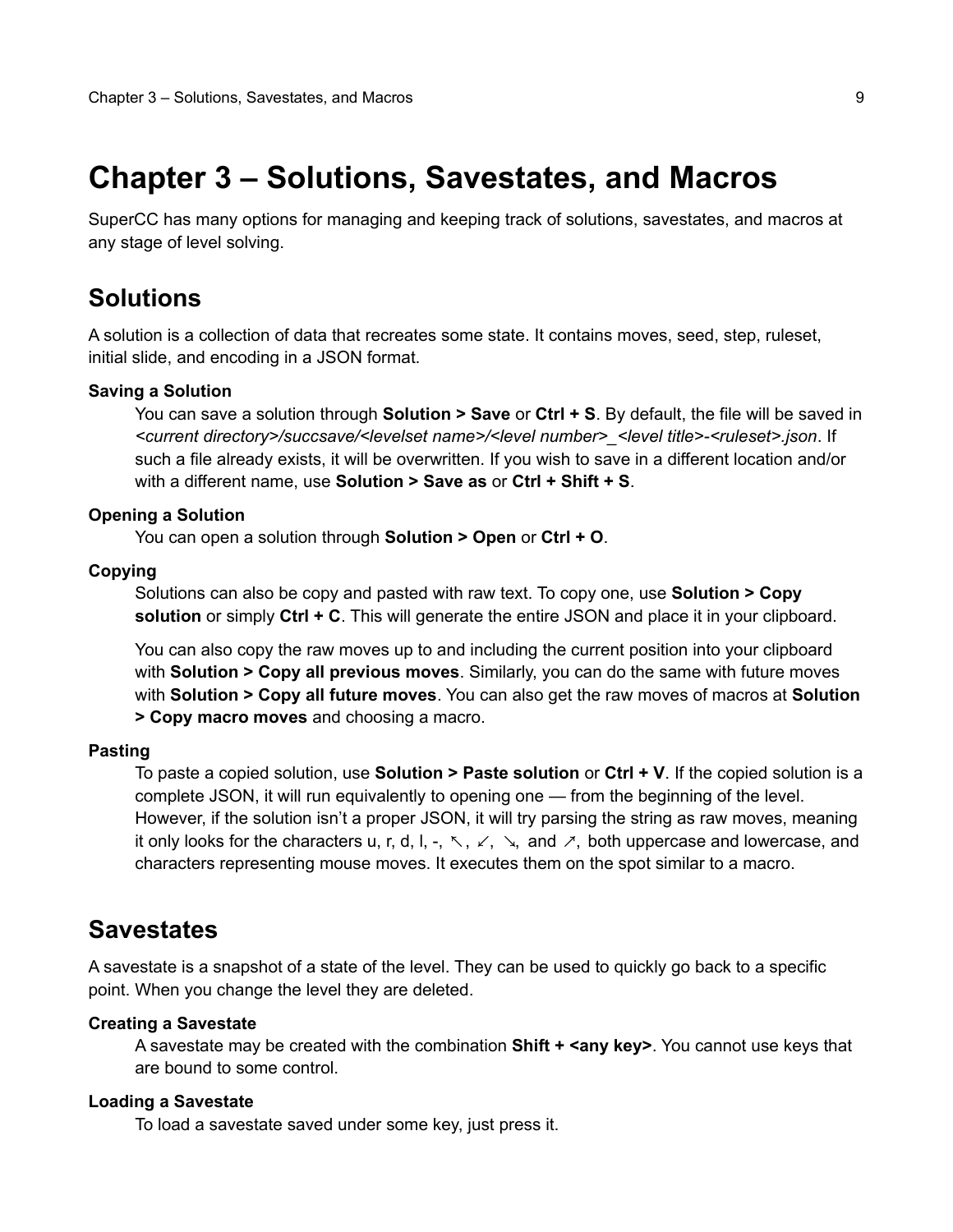# Chapter 3 – Solutions, Savestates, and Macros

SuperCC has many options for managing and keeping track of solutions, savestates, and macros at any stage of level solving.

## Solutions

A solution is a collection of data that recreates some state. It contains moves, seed, step, ruleset, initial slide, and encoding in a JSON format.

**Saving a Solution**

You can save a solution through **Solution > Save** or **Ctrl + S**. By default, the file will be saved in *<current directory>/succsave/<levelset name>/<level number>_<level title>-<ruleset>.json*. If such a file already exists, it will be overwritten. If you wish to save in a different location and/or with a different name, use **Solution > Save as** or **Ctrl + Shift + S**.

**Opening a Solution**

You can open a solution through **Solution > Open** or **Ctrl + O**.

**Copying**

Solutions can also be copy and pasted with raw text. To copy one, use **Solution > Copy solution** or simply **Ctrl + C**. This will generate the entire JSON and place it in your clipboard.

You can also copy the raw moves up to and including the current position into your clipboard with **Solution > Copy all previous moves**. Similarly, you can do the same with future moves with **Solution > Copy all future moves**. You can also get the raw moves of macros at **Solution > Copy macro moves** and choosing a macro.

**Pasting**

To paste a copied solution, use **Solution > Paste solution** or **Ctrl + V**. If the copied solution is a complete JSON, it will run equivalently to opening one — from the beginning of the level. However, if the solution isn't a proper JSON, it will try parsing the string as raw moves, meaning it only looks for the characters u, r, d, l, -, ↖, ↙, ↘, and ↗, both uppercase and lowercase, and characters representing mouse moves. It executes them on the spot similar to a macro.

## Savestates

A savestate is a snapshot of a state of the level. They can be used to quickly go back to a specific point. When you change the level they are deleted.

**Creating a Savestate**

A savestate may be created with the combination **Shift + <any key>**. You cannot use keys that are bound to some control.

**Loading a Savestate**

To load a savestate saved under some key, just press it.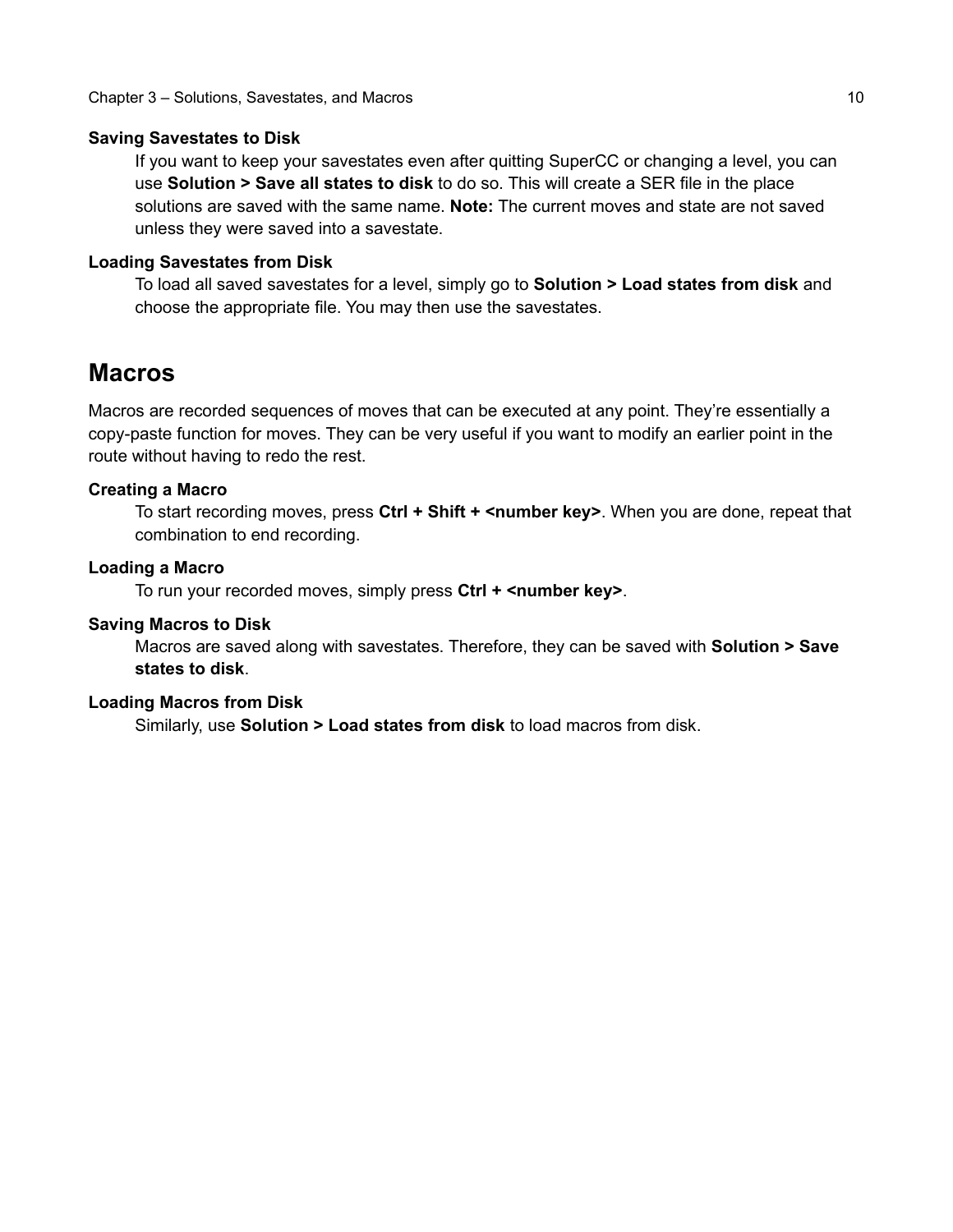### Saving Savestates to Disk

If you want to keep your savestates even after quitting SuperCC or changing a level, you can use **Solution > Save all states to disk** to do so. This will create a SER file in the place solutions are saved with the same name. **Note:** The current moves and state are not saved unless they were saved into a savestate.

### Loading Savestates from Disk

To load all saved savestates for a level, simply go to **Solution > Load states from disk** and choose the appropriate file. You may then use the savestates.

## Macros

Macros are recorded sequences of moves that can be executed at any point. They're essentially a copy-paste function for moves. They can be very useful if you want to modify an earlier point in the route without having to redo the rest.

### Creating a Macro

To start recording moves, press **Ctrl + Shift + <number key>**. When you are done, repeat that combination to end recording.

### Loading a Macro

To run your recorded moves, simply press **Ctrl + <number key>**.

### Saving Macros to Disk

Macros are saved along with savestates. Therefore, they can be saved with **Solution > Save states to disk**.

### Loading Macros from Disk

Similarly, use **Solution > Load states from disk** to load macros from disk.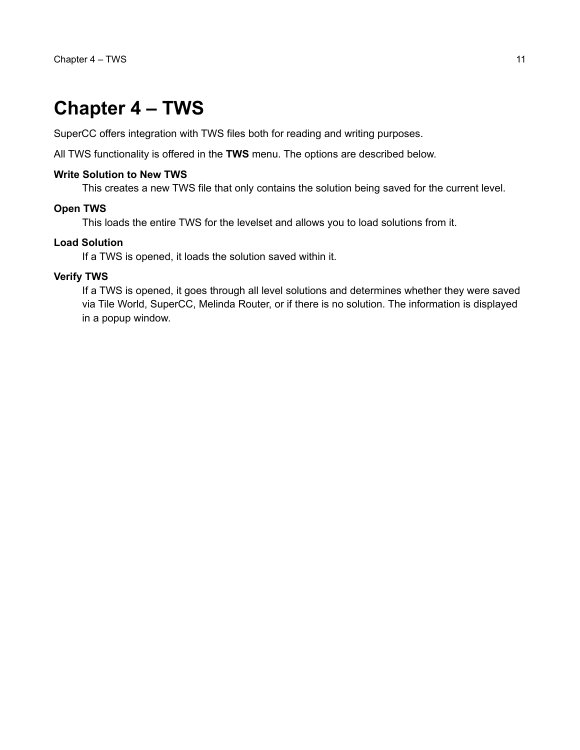# Chapter 4 – TWS

SuperCC offers integration with TWS files both for reading and writing purposes.

All TWS functionality is offered in the **TWS** menu. The options are described below.

**Write Solution to New TWS**
This creates a new TWS file that only contains the solution being saved for the current level.

**Open TWS**
This loads the entire TWS for the levelset and allows you to load solutions from it.

**Load Solution**
If a TWS is opened, it loads the solution saved within it.

**Verify TWS**
If a TWS is opened, it goes through all level solutions and determines whether they were saved via Tile World, SuperCC, Melinda Router, or if there is no solution. The information is displayed in a popup window.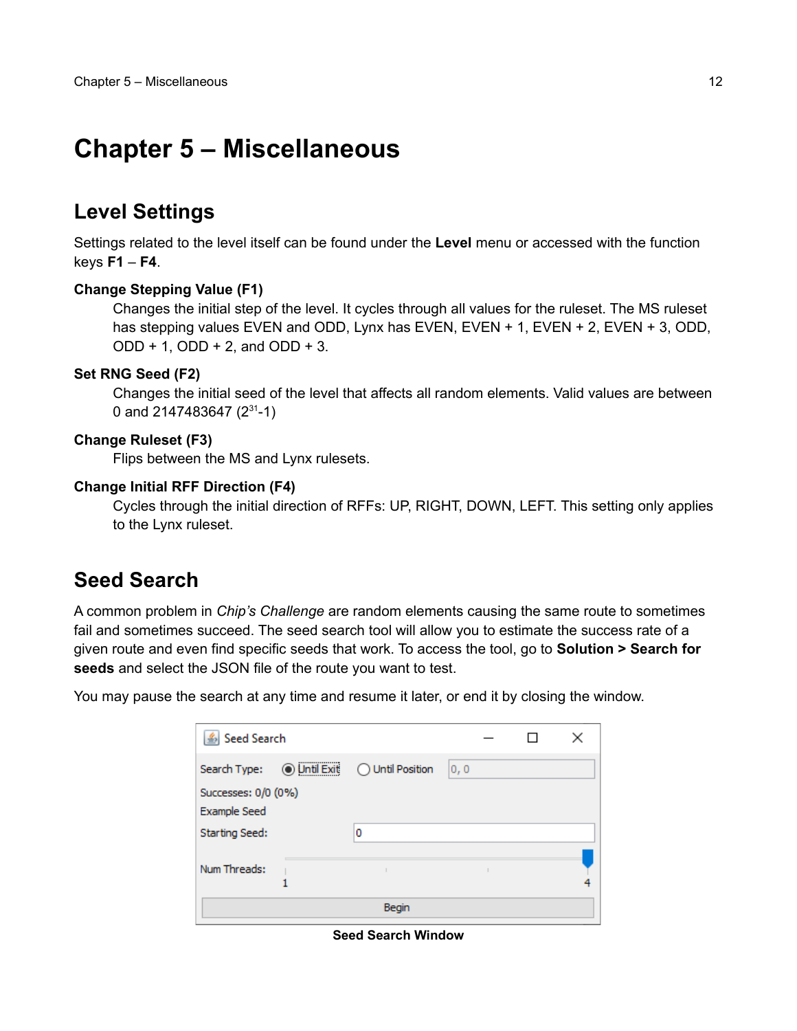# Chapter 5 – Miscellaneous

## Level Settings

Settings related to the level itself can be found under the **Level** menu or accessed with the function keys **F1** – **F4**.

**Change Stepping Value (F1)**

Changes the initial step of the level. It cycles through all values for the ruleset. The MS ruleset has stepping values EVEN and ODD, Lynx has EVEN, EVEN + 1, EVEN + 2, EVEN + 3, ODD, ODD + 1, ODD + 2, and ODD + 3.

**Set RNG Seed (F2)**

Changes the initial seed of the level that affects all random elements. Valid values are between 0 and 2147483647 ($2^{31}$-1)

**Change Ruleset (F3)**

Flips between the MS and Lynx rulesets.

**Change Initial RFF Direction (F4)**

Cycles through the initial direction of RFFs: UP, RIGHT, DOWN, LEFT. This setting only applies to the Lynx ruleset.

## Seed Search

A common problem in *Chip's Challenge* are random elements causing the same route to sometimes fail and sometimes succeed. The seed search tool will allow you to estimate the success rate of a given route and even find specific seeds that work. To access the tool, go to **Solution > Search for seeds** and select the JSON file of the route you want to test.

You may pause the search at any time and resume it later, or end it by closing the window.

**Seed Search Window**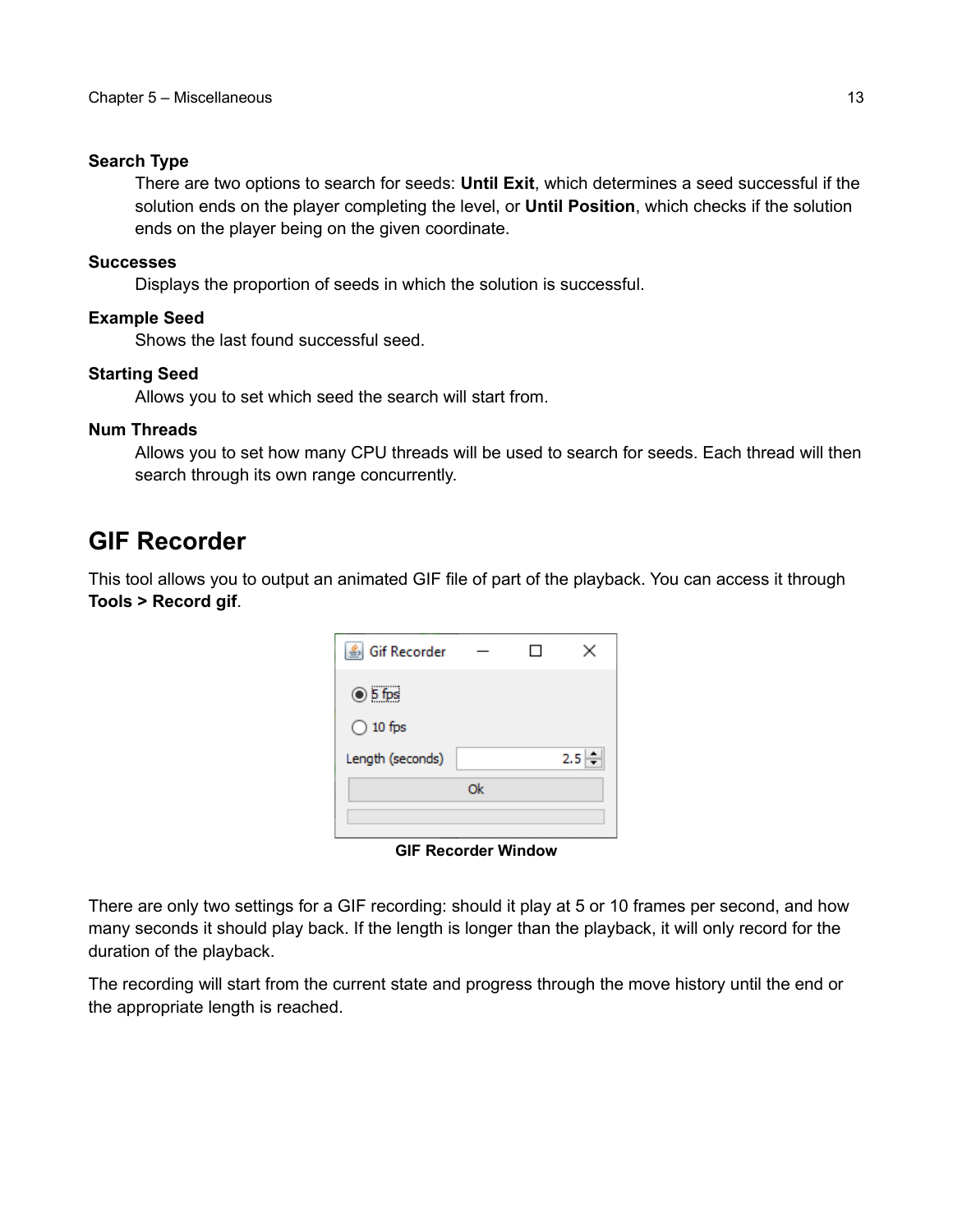**Search Type**

There are two options to search for seeds: **Until Exit**, which determines a seed successful if the solution ends on the player completing the level, or **Until Position**, which checks if the solution ends on the player being on the given coordinate.

**Successes**

Displays the proportion of seeds in which the solution is successful.

**Example Seed**

Shows the last found successful seed.

**Starting Seed**

Allows you to set which seed the search will start from.

**Num Threads**

Allows you to set how many CPU threads will be used to search for seeds. Each thread will then search through its own range concurrently.

## GIF Recorder

This tool allows you to output an animated GIF file of part of the playback. You can access it through **Tools > Record gif**.

**GIF Recorder Window**

There are only two settings for a GIF recording: should it play at 5 or 10 frames per second, and how many seconds it should play back. If the length is longer than the playback, it will only record for the duration of the playback.

The recording will start from the current state and progress through the move history until the end or the appropriate length is reached.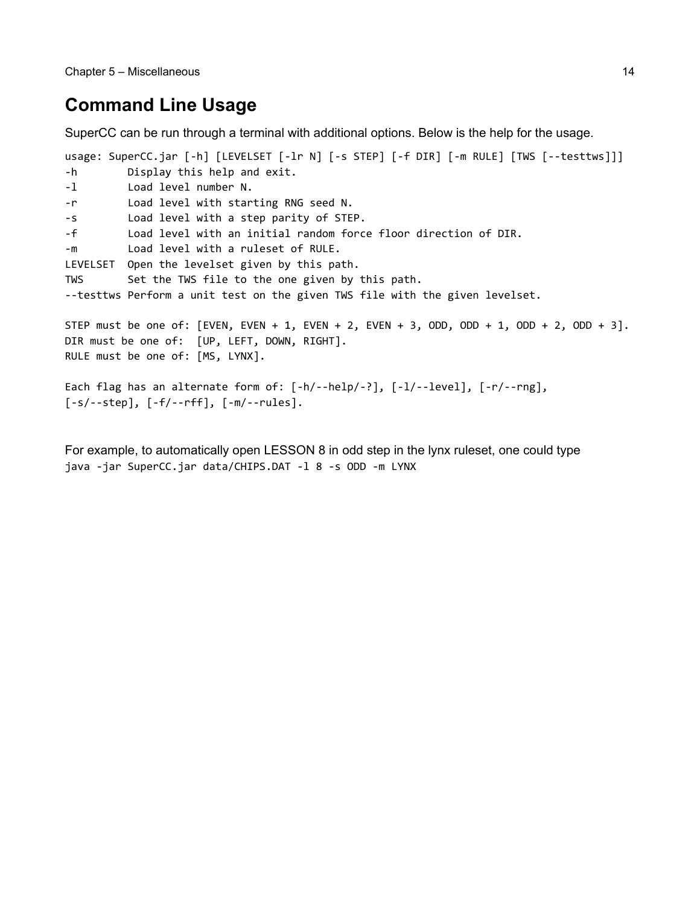## Command Line Usage

SuperCC can be run through a terminal with additional options. Below is the help for the usage.

```
usage: SuperCC.jar [-h] [LEVELSET [-lr N] [-s STEP] [-f DIR] [-m RULE] [TWS [--testtws]]]
-h        Display this help and exit.
-l        Load level number N.
-r        Load level with starting RNG seed N.
-s        Load level with a step parity of STEP.
-f        Load level with an initial random force floor direction of DIR.
-m        Load level with a ruleset of RULE.
LEVELSET  Open the levelset given by this path.
TWS       Set the TWS file to the one given by this path.
--testtws Perform a unit test on the given TWS file with the given levelset.

STEP must be one of: [EVEN, EVEN + 1, EVEN + 2, EVEN + 3, ODD, ODD + 1, ODD + 2, ODD + 3].
DIR must be one of:  [UP, LEFT, DOWN, RIGHT].
RULE must be one of: [MS, LYNX].

Each flag has an alternate form of: [-h/--help/-?], [-l/--level], [-r/--rng],
[-s/--step], [-f/--rff], [-m/--rules].
```

For example, to automatically open LESSON 8 in odd step in the lynx ruleset, one could type

```
java -jar SuperCC.jar data/CHIPS.DAT -l 8 -s ODD -m LYNX
```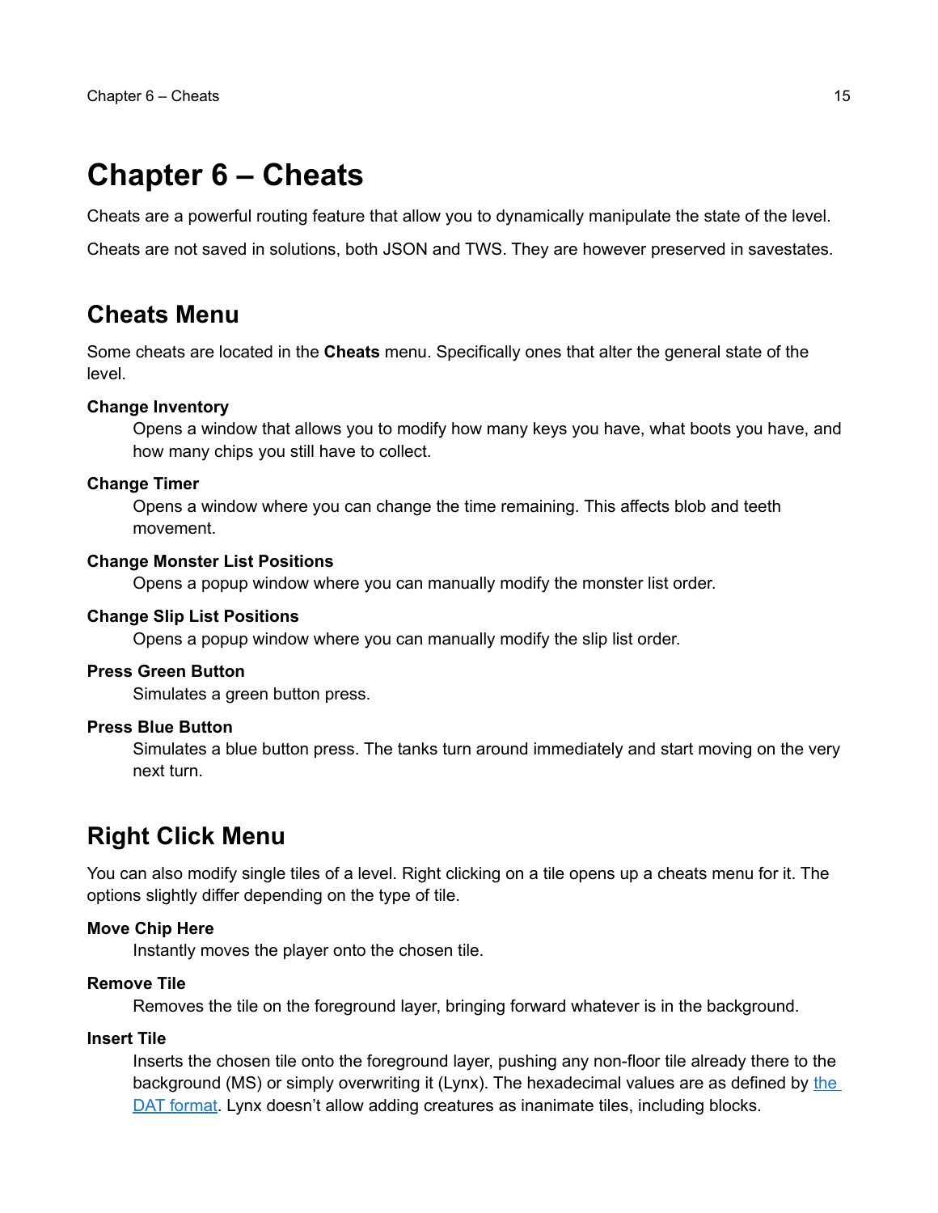# Chapter 6 – Cheats

Cheats are a powerful routing feature that allow you to dynamically manipulate the state of the level.

Cheats are not saved in solutions, both JSON and TWS. They are however preserved in savestates.

## Cheats Menu

Some cheats are located in the **Cheats** menu. Specifically ones that alter the general state of the level.

**Change Inventory**

Opens a window that allows you to modify how many keys you have, what boots you have, and how many chips you still have to collect.

**Change Timer**

Opens a window where you can change the time remaining. This affects blob and teeth movement.

**Change Monster List Positions**

Opens a popup window where you can manually modify the monster list order.

**Change Slip List Positions**

Opens a popup window where you can manually modify the slip list order.

**Press Green Button**

Simulates a green button press.

**Press Blue Button**

Simulates a blue button press. The tanks turn around immediately and start moving on the very next turn.

## Right Click Menu

You can also modify single tiles of a level. Right clicking on a tile opens up a cheats menu for it. The options slightly differ depending on the type of tile.

**Move Chip Here**

Instantly moves the player onto the chosen tile.

**Remove Tile**

Removes the tile on the foreground layer, bringing forward whatever is in the background.

**Insert Tile**

Inserts the chosen tile onto the foreground layer, pushing any non-floor tile already there to the background (MS) or simply overwriting it (Lynx). The hexadecimal values are as defined by the DAT format. Lynx doesn't allow adding creatures as inanimate tiles, including blocks.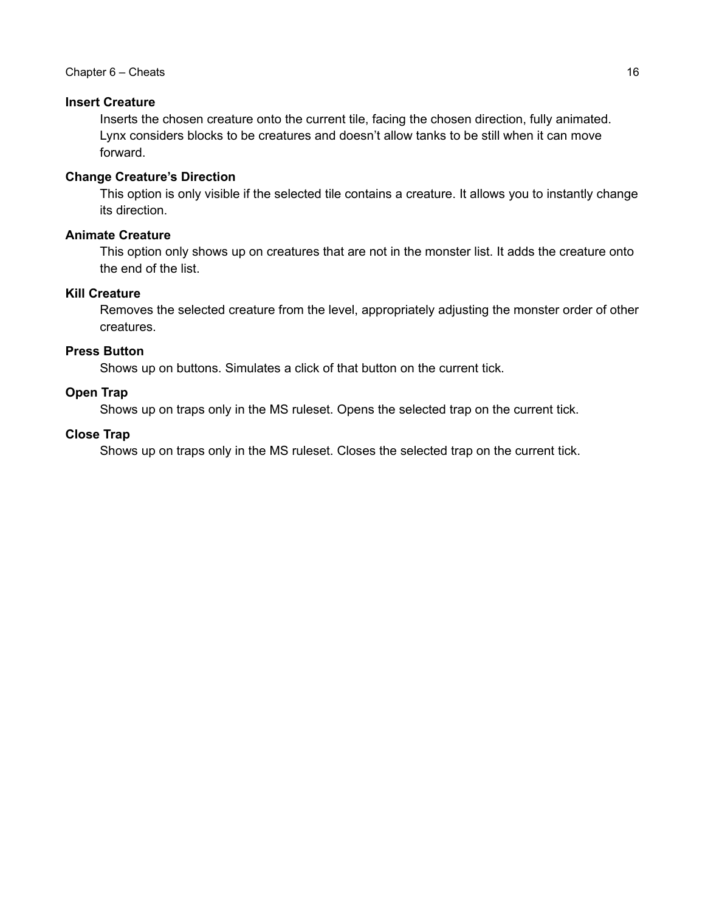**Insert Creature**

Inserts the chosen creature onto the current tile, facing the chosen direction, fully animated. Lynx considers blocks to be creatures and doesn't allow tanks to be still when it can move forward.

**Change Creature's Direction**

This option is only visible if the selected tile contains a creature. It allows you to instantly change its direction.

**Animate Creature**

This option only shows up on creatures that are not in the monster list. It adds the creature onto the end of the list.

**Kill Creature**

Removes the selected creature from the level, appropriately adjusting the monster order of other creatures.

**Press Button**

Shows up on buttons. Simulates a click of that button on the current tick.

**Open Trap**

Shows up on traps only in the MS ruleset. Opens the selected trap on the current tick.

**Close Trap**

Shows up on traps only in the MS ruleset. Closes the selected trap on the current tick.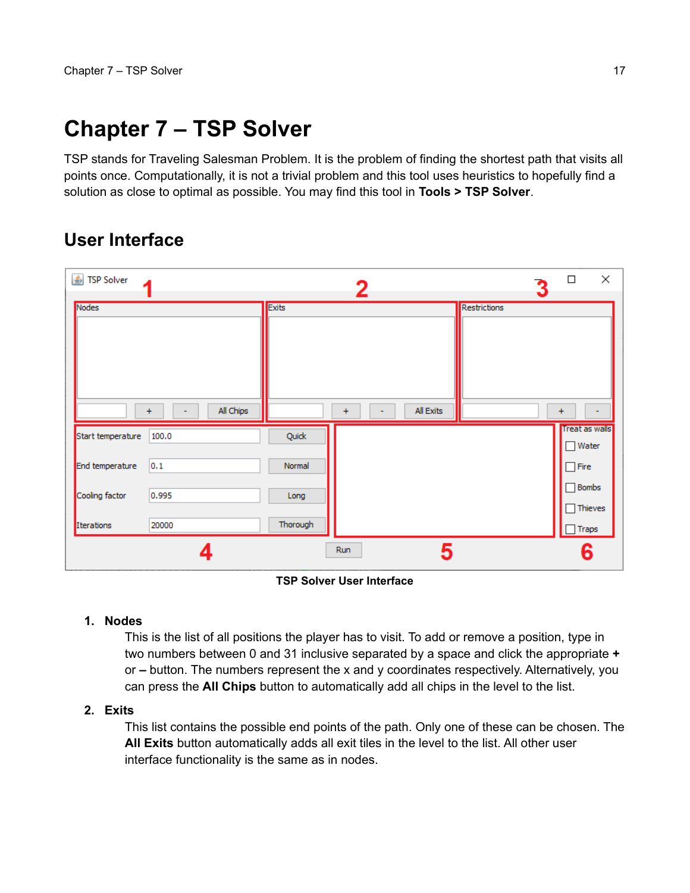# Chapter 7 – TSP Solver

TSP stands for Traveling Salesman Problem. It is the problem of finding the shortest path that visits all points once. Computationally, it is not a trivial problem and this tool uses heuristics to hopefully find a solution as close to optimal as possible. You may find this tool in **Tools > TSP Solver**.

## User Interface

TSP Solver User Interface

1. **Nodes**
   This is the list of all positions the player has to visit. To add or remove a position, type in two numbers between 0 and 31 inclusive separated by a space and click the appropriate **+** or **–** button. The numbers represent the x and y coordinates respectively. Alternatively, you can press the **All Chips** button to automatically add all chips in the level to the list.

2. **Exits**
   This list contains the possible end points of the path. Only one of these can be chosen. The **All Exits** button automatically adds all exit tiles in the level to the list. All other user interface functionality is the same as in nodes.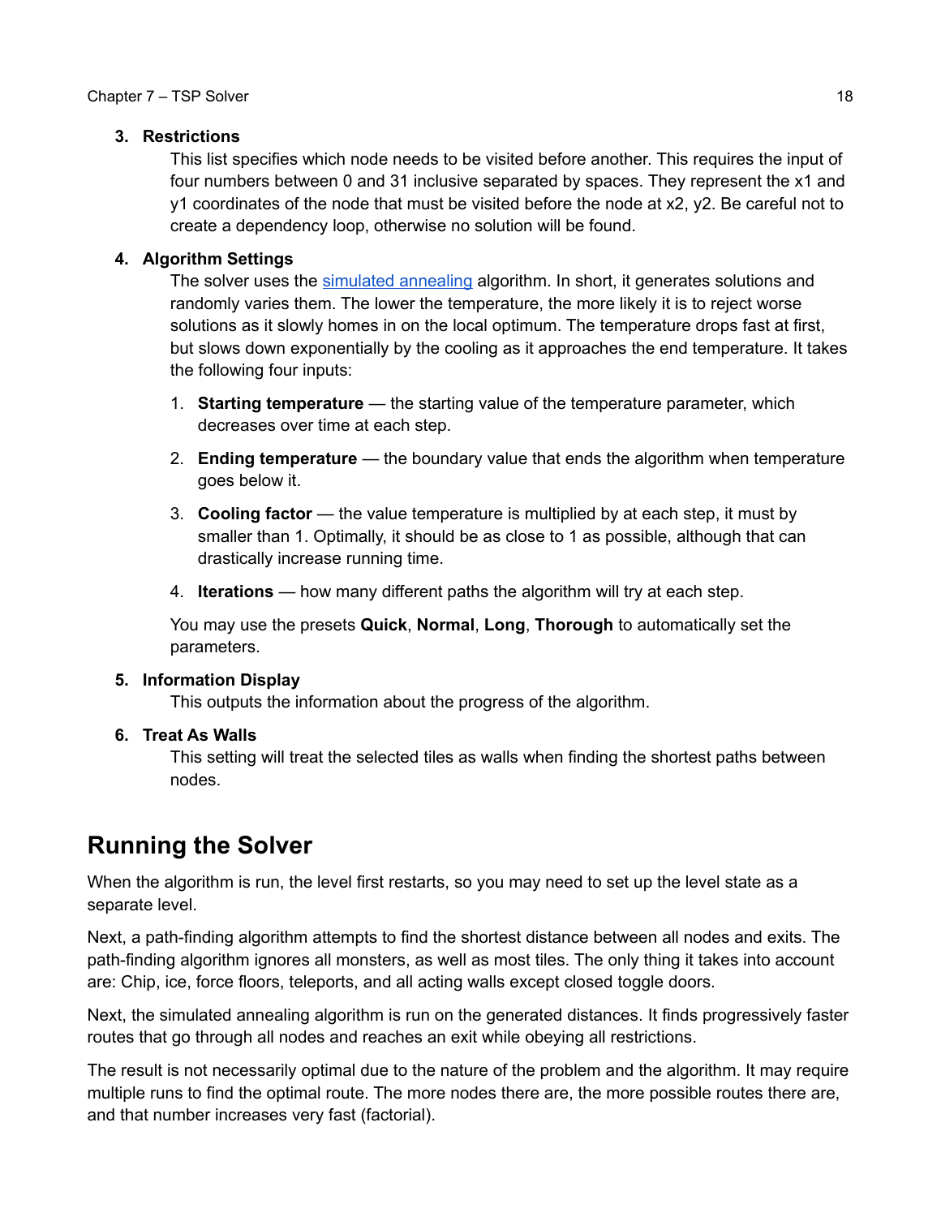3. **Restrictions**
   
   This list specifies which node needs to be visited before another. This requires the input of four numbers between 0 and 31 inclusive separated by spaces. They represent the x1 and y1 coordinates of the node that must be visited before the node at x2, y2. Be careful not to create a dependency loop, otherwise no solution will be found.

4. **Algorithm Settings**
   
   The solver uses the simulated annealing algorithm. In short, it generates solutions and randomly varies them. The lower the temperature, the more likely it is to reject worse solutions as it slowly homes in on the local optimum. The temperature drops fast at first, but slows down exponentially by the cooling as it approaches the end temperature. It takes the following four inputs:

   1. **Starting temperature** — the starting value of the temperature parameter, which decreases over time at each step.
   2. **Ending temperature** — the boundary value that ends the algorithm when temperature goes below it.
   3. **Cooling factor** — the value temperature is multiplied by at each step, it must by smaller than 1. Optimally, it should be as close to 1 as possible, although that can drastically increase running time.
   4. **Iterations** — how many different paths the algorithm will try at each step.

   You may use the presets **Quick**, **Normal**, **Long**, **Thorough** to automatically set the parameters.

5. **Information Display**
   
   This outputs the information about the progress of the algorithm.

6. **Treat As Walls**
   
   This setting will treat the selected tiles as walls when finding the shortest paths between nodes.

## Running the Solver

When the algorithm is run, the level first restarts, so you may need to set up the level state as a separate level.

Next, a path-finding algorithm attempts to find the shortest distance between all nodes and exits. The path-finding algorithm ignores all monsters, as well as most tiles. The only thing it takes into account are: Chip, ice, force floors, teleports, and all acting walls except closed toggle doors.

Next, the simulated annealing algorithm is run on the generated distances. It finds progressively faster routes that go through all nodes and reaches an exit while obeying all restrictions.

The result is not necessarily optimal due to the nature of the problem and the algorithm. It may require multiple runs to find the optimal route. The more nodes there are, the more possible routes there are, and that number increases very fast (factorial).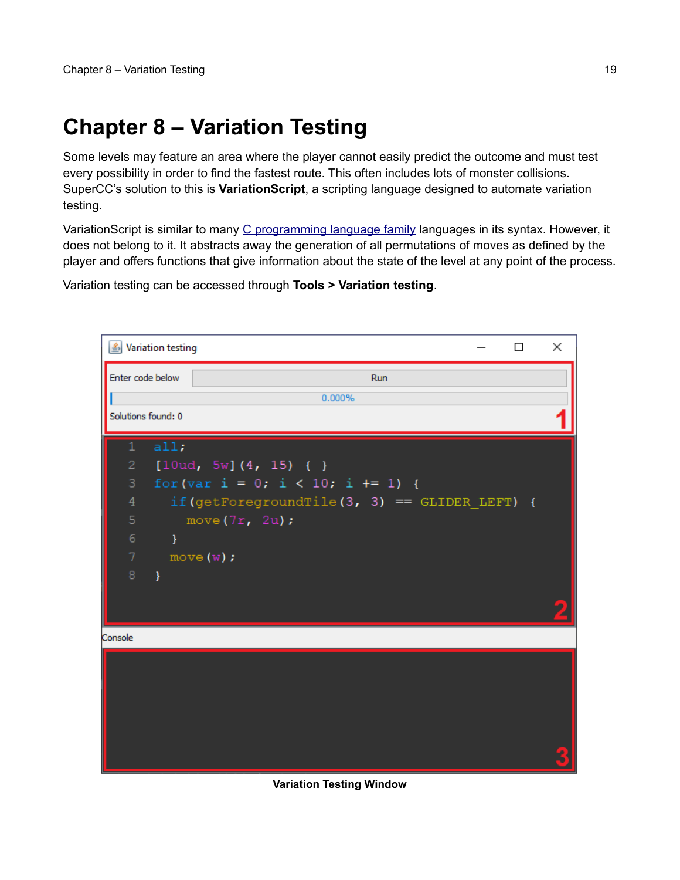# Chapter 8 – Variation Testing

Some levels may feature an area where the player cannot easily predict the outcome and must test every possibility in order to find the fastest route. This often includes lots of monster collisions. SuperCC's solution to this is **VariationScript**, a scripting language designed to automate variation testing.

VariationScript is similar to many C programming language family languages in its syntax. However, it does not belong to it. It abstracts away the generation of all permutations of moves as defined by the player and offers functions that give information about the state of the level at any point of the process.

Variation testing can be accessed through **Tools > Variation testing**.

```
all;
[10ud, 5w](4, 15) { }
for(var i = 0; i < 10; i += 1) {
  if(getForegroundTile(3, 3) == GLIDER_LEFT) {
    move(7r, 2u);
  }
  move(w);
}
```

**Variation Testing Window**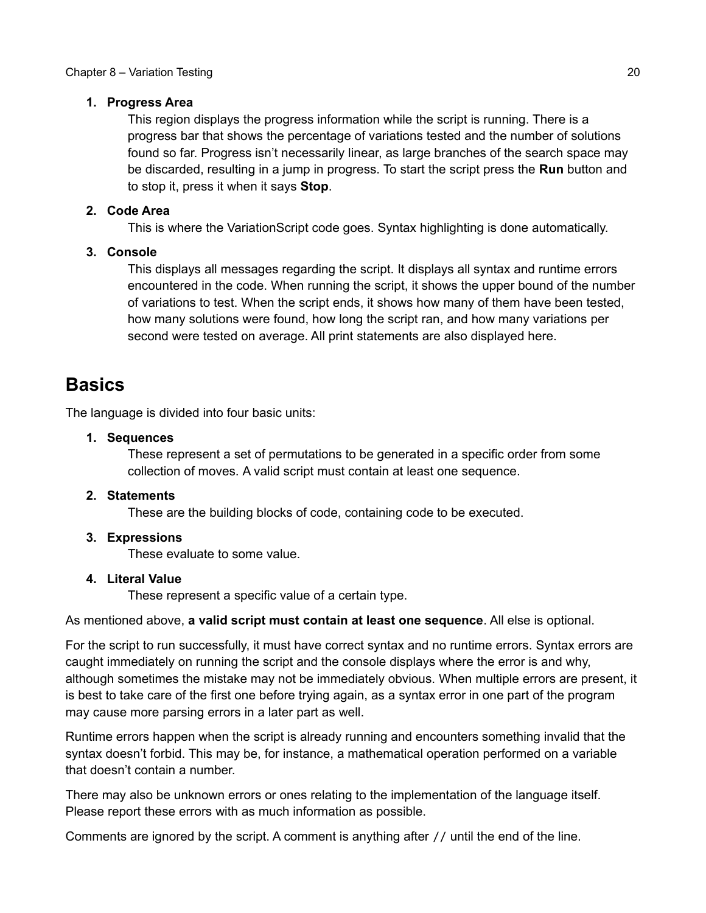1. **Progress Area**
   This region displays the progress information while the script is running. There is a progress bar that shows the percentage of variations tested and the number of solutions found so far. Progress isn't necessarily linear, as large branches of the search space may be discarded, resulting in a jump in progress. To start the script press the **Run** button and to stop it, press it when it says **Stop**.

2. **Code Area**
   This is where the VariationScript code goes. Syntax highlighting is done automatically.

3. **Console**
   This displays all messages regarding the script. It displays all syntax and runtime errors encountered in the code. When running the script, it shows the upper bound of the number of variations to test. When the script ends, it shows how many of them have been tested, how many solutions were found, how long the script ran, and how many variations per second were tested on average. All print statements are also displayed here.

## Basics

The language is divided into four basic units:

1. **Sequences**
   These represent a set of permutations to be generated in a specific order from some collection of moves. A valid script must contain at least one sequence.

2. **Statements**
   These are the building blocks of code, containing code to be executed.

3. **Expressions**
   These evaluate to some value.

4. **Literal Value**
   These represent a specific value of a certain type.

As mentioned above, **a valid script must contain at least one sequence**. All else is optional.

For the script to run successfully, it must have correct syntax and no runtime errors. Syntax errors are caught immediately on running the script and the console displays where the error is and why, although sometimes the mistake may not be immediately obvious. When multiple errors are present, it is best to take care of the first one before trying again, as a syntax error in one part of the program may cause more parsing errors in a later part as well.

Runtime errors happen when the script is already running and encounters something invalid that the syntax doesn't forbid. This may be, for instance, a mathematical operation performed on a variable that doesn't contain a number.

There may also be unknown errors or ones relating to the implementation of the language itself. Please report these errors with as much information as possible.

Comments are ignored by the script. A comment is anything after `//` until the end of the line.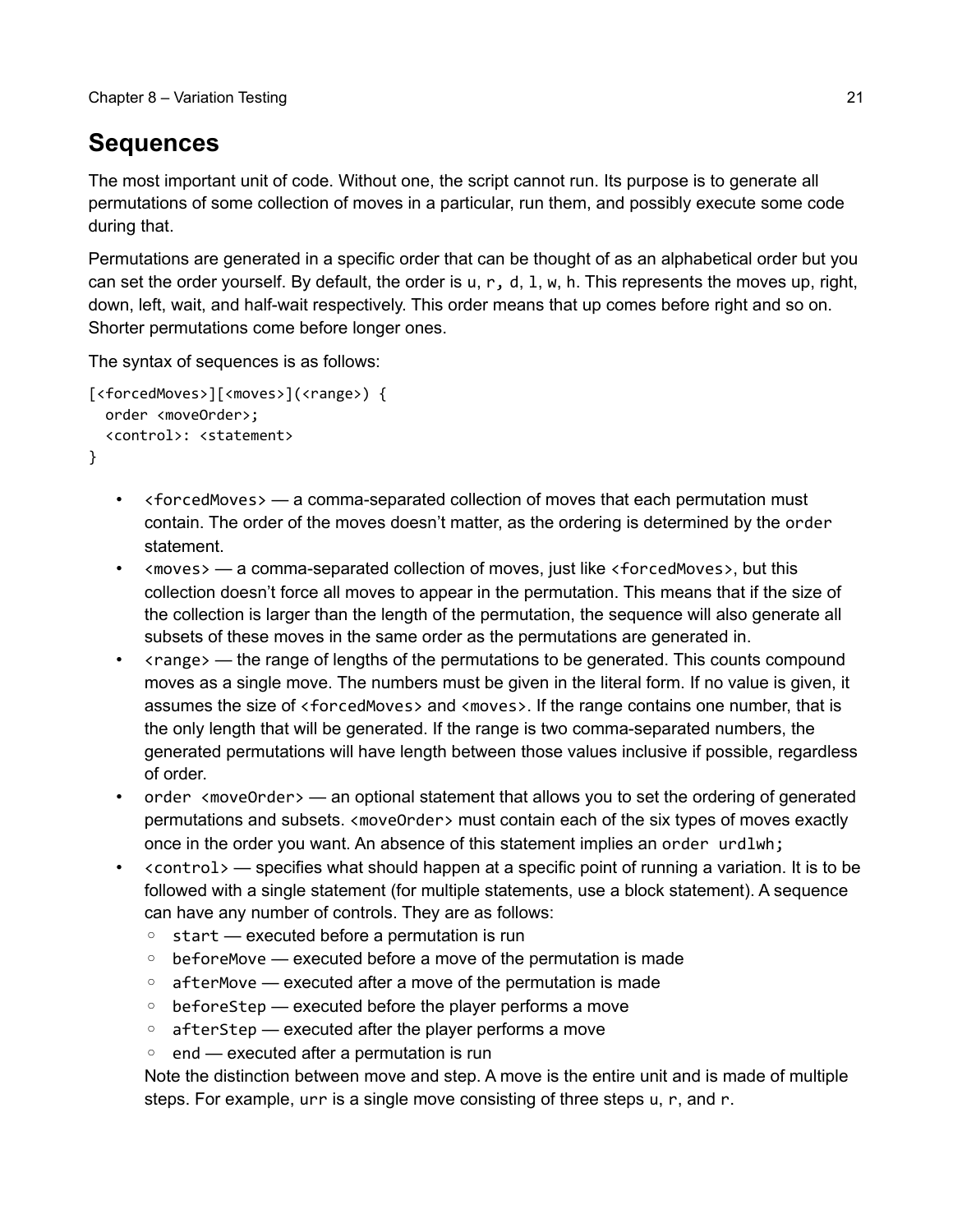## Sequences

The most important unit of code. Without one, the script cannot run. Its purpose is to generate all permutations of some collection of moves in a particular, run them, and possibly execute some code during that.

Permutations are generated in a specific order that can be thought of as an alphabetical order but you can set the order yourself. By default, the order is `u`, `r`, `d`, `l`, `w`, `h`. This represents the moves up, right, down, left, wait, and half-wait respectively. This order means that up comes before right and so on. Shorter permutations come before longer ones.

The syntax of sequences is as follows:

```
[<forcedMoves>][<moves>](<range>) {
  order <moveOrder>;
  <control>: <statement>
}
```

- `<forcedMoves>` — a comma-separated collection of moves that each permutation must contain. The order of the moves doesn't matter, as the ordering is determined by the `order` statement.
- `<moves>` — a comma-separated collection of moves, just like `<forcedMoves>`, but this collection doesn't force all moves to appear in the permutation. This means that if the size of the collection is larger than the length of the permutation, the sequence will also generate all subsets of these moves in the same order as the permutations are generated in.
- `<range>` — the range of lengths of the permutations to be generated. This counts compound moves as a single move. The numbers must be given in the literal form. If no value is given, it assumes the size of `<forcedMoves>` and `<moves>`. If the range contains one number, that is the only length that will be generated. If the range is two comma-separated numbers, the generated permutations will have length between those values inclusive if possible, regardless of order.
- `order <moveOrder>` — an optional statement that allows you to set the ordering of generated permutations and subsets. `<moveOrder>` must contain each of the six types of moves exactly once in the order you want. An absence of this statement implies an `order urdlwh;`
- `<control>` — specifies what should happen at a specific point of running a variation. It is to be followed with a single statement (for multiple statements, use a block statement). A sequence can have any number of controls. They are as follows:
  - `start` — executed before a permutation is run
  - `beforeMove` — executed before a move of the permutation is made
  - `afterMove` — executed after a move of the permutation is made
  - `beforeStep` — executed before the player performs a move
  - `afterStep` — executed after the player performs a move
  - `end` — executed after a permutation is run

  Note the distinction between move and step. A move is the entire unit and is made of multiple steps. For example, `urr` is a single move consisting of three steps `u`, `r`, and `r`.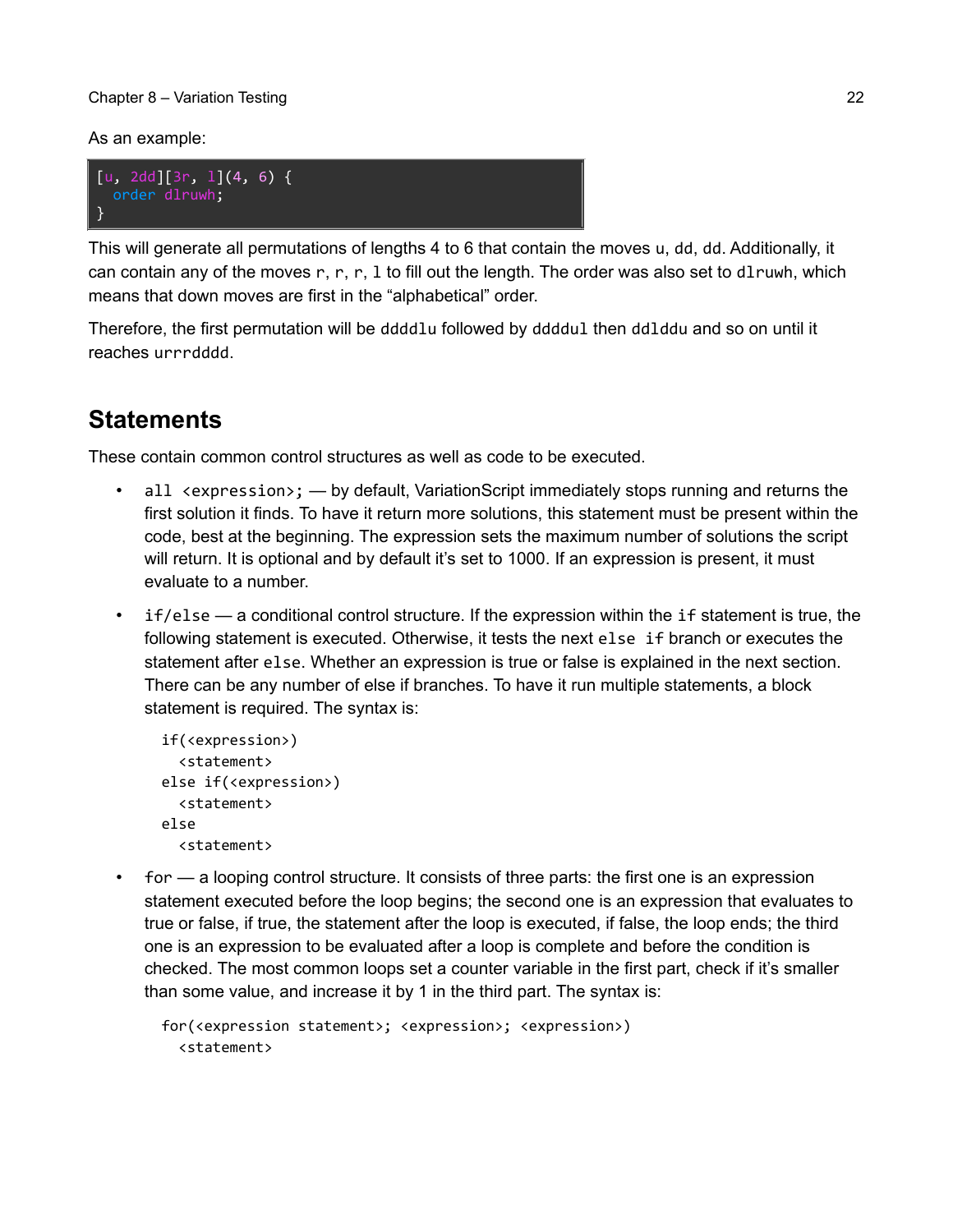As an example:

```
[u, 2dd][3r, l](4, 6) {
  order dlruwh;
}
```

This will generate all permutations of lengths 4 to 6 that contain the moves `u`, `dd`, `dd`. Additionally, it can contain any of the moves `r`, `r`, `r`, `l` to fill out the length. The order was also set to `dlruwh`, which means that down moves are first in the “alphabetical” order.

Therefore, the first permutation will be `ddddlu` followed by `ddddul` then `ddlddu` and so on until it reaches `urrrdddd`.

## Statements

These contain common control structures as well as code to be executed.

- `all <expression>;` — by default, VariationScript immediately stops running and returns the first solution it finds. To have it return more solutions, this statement must be present within the code, best at the beginning. The expression sets the maximum number of solutions the script will return. It is optional and by default it’s set to 1000. If an expression is present, it must evaluate to a number.

- `if/else` — a conditional control structure. If the expression within the `if` statement is true, the following statement is executed. Otherwise, it tests the next `else if` branch or executes the statement after `else`. Whether an expression is true or false is explained in the next section. There can be any number of else if branches. To have it run multiple statements, a block statement is required. The syntax is:

  ```
  if(<expression>)
    <statement>
  else if(<expression>)
    <statement>
  else
    <statement>
  ```

- `for` — a looping control structure. It consists of three parts: the first one is an expression statement executed before the loop begins; the second one is an expression that evaluates to true or false, if true, the statement after the loop is executed, if false, the loop ends; the third one is an expression to be evaluated after a loop is complete and before the condition is checked. The most common loops set a counter variable in the first part, check if it’s smaller than some value, and increase it by 1 in the third part. The syntax is:

  ```
  for(<expression statement>; <expression>; <expression>)
    <statement>
  ```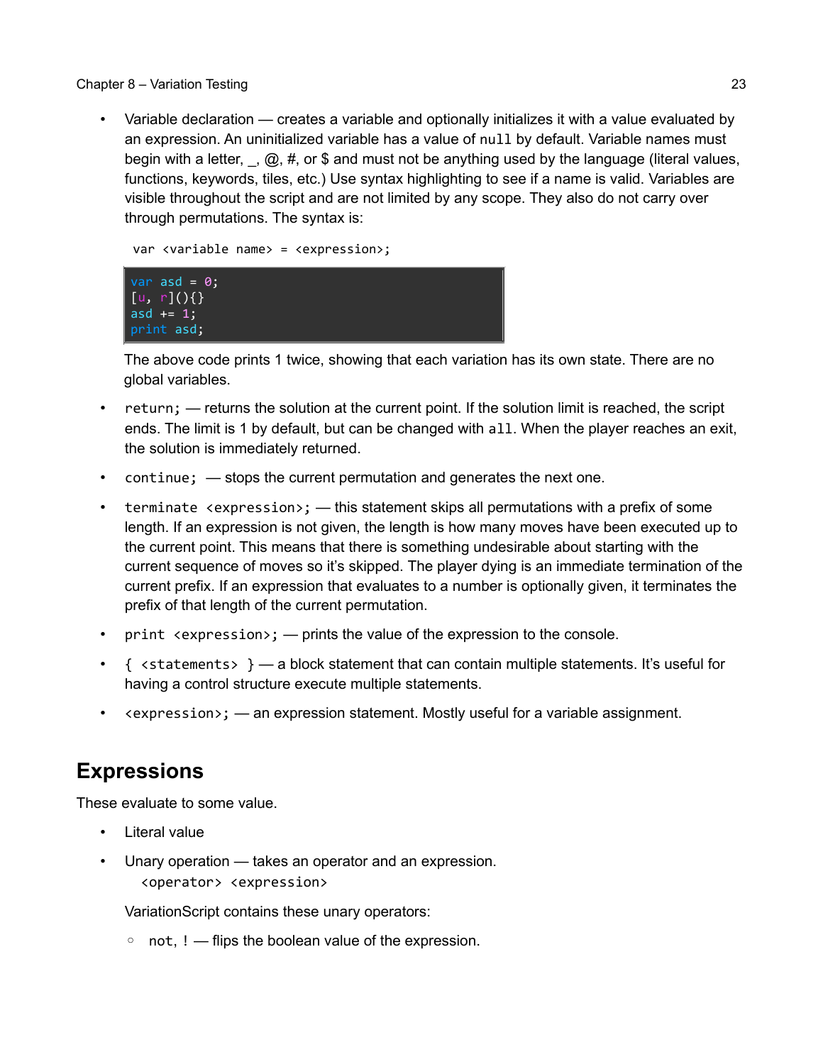- Variable declaration — creates a variable and optionally initializes it with a value evaluated by an expression. An uninitialized variable has a value of `null` by default. Variable names must begin with a letter, _, @, #, or $ and must not be anything used by the language (literal values, functions, keywords, tiles, etc.) Use syntax highlighting to see if a name is valid. Variables are visible throughout the script and are not limited by any scope. They also do not carry over through permutations. The syntax is:

  ```
  var <variable name> = <expression>;
  ```

  ```
  var asd = 0;
  [u, r](){}
  asd += 1;
  print asd;
  ```

  The above code prints 1 twice, showing that each variation has its own state. There are no global variables.

- `return;` — returns the solution at the current point. If the solution limit is reached, the script ends. The limit is 1 by default, but can be changed with `all`. When the player reaches an exit, the solution is immediately returned.

- `continue;` — stops the current permutation and generates the next one.

- `terminate <expression>;` — this statement skips all permutations with a prefix of some length. If an expression is not given, the length is how many moves have been executed up to the current point. This means that there is something undesirable about starting with the current sequence of moves so it's skipped. The player dying is an immediate termination of the current prefix. If an expression that evaluates to a number is optionally given, it terminates the prefix of that length of the current permutation.

- `print <expression>;` — prints the value of the expression to the console.

- `{ <statements> }` — a block statement that can contain multiple statements. It's useful for having a control structure execute multiple statements.

- `<expression>;` — an expression statement. Mostly useful for a variable assignment.

## Expressions

These evaluate to some value.

- Literal value

- Unary operation — takes an operator and an expression.

  `<operator> <expression>`

  VariationScript contains these unary operators:

  - `not`, `!` — flips the boolean value of the expression.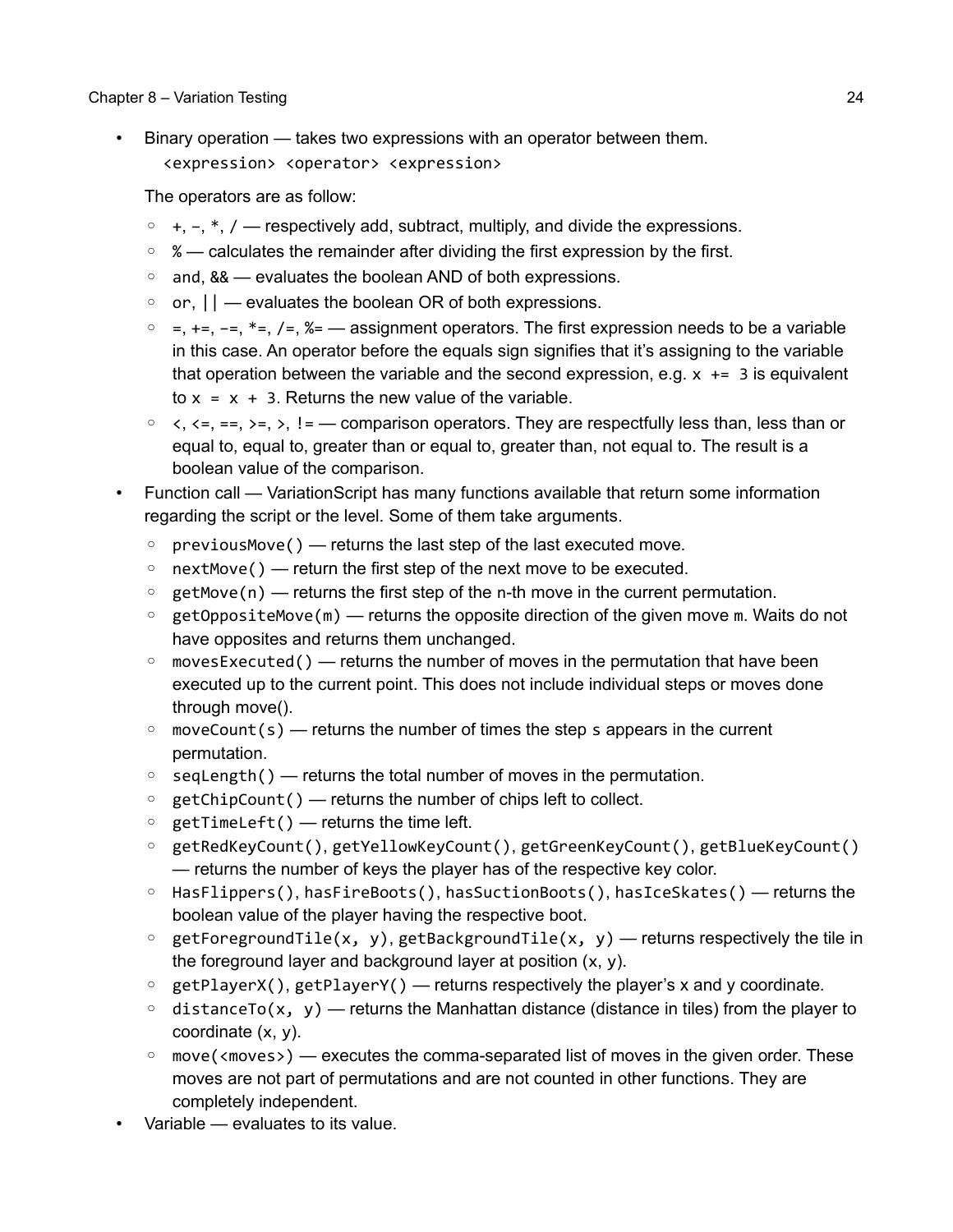- Binary operation — takes two expressions with an operator between them.
  `<expression> <operator> <expression>`

  The operators are as follow:

  - `+`, `–`, `*`, `/` — respectively add, subtract, multiply, and divide the expressions.
  - `%` — calculates the remainder after dividing the first expression by the first.
  - `and`, `&&` — evaluates the boolean AND of both expressions.
  - `or`, `||` — evaluates the boolean OR of both expressions.
  - `=`, `+=`, `–=`, `*=`, `/=`, `%=` — assignment operators. The first expression needs to be a variable in this case. An operator before the equals sign signifies that it's assigning to the variable that operation between the variable and the second expression, e.g. `x += 3` is equivalent to `x = x + 3`. Returns the new value of the variable.
  - `<`, `<=`, `==`, `>=`, `>`, `!=` — comparison operators. They are respectfully less than, less than or equal to, equal to, greater than or equal to, greater than, not equal to. The result is a boolean value of the comparison.
- Function call — VariationScript has many functions available that return some information regarding the script or the level. Some of them take arguments.
  - `previousMove()` — returns the last step of the last executed move.
  - `nextMove()` — return the first step of the next move to be executed.
  - `getMove(n)` — returns the first step of the `n`-th move in the current permutation.
  - `getOppositeMove(m)` — returns the opposite direction of the given move `m`. Waits do not have opposites and returns them unchanged.
  - `movesExecuted()` — returns the number of moves in the permutation that have been executed up to the current point. This does not include individual steps or moves done through move().
  - `moveCount(s)` — returns the number of times the step `s` appears in the current permutation.
  - `seqLength()` — returns the total number of moves in the permutation.
  - `getChipCount()` — returns the number of chips left to collect.
  - `getTimeLeft()` — returns the time left.
  - `getRedKeyCount()`, `getYellowKeyCount()`, `getGreenKeyCount()`, `getBlueKeyCount()` — returns the number of keys the player has of the respective key color.
  - `HasFlippers()`, `hasFireBoots()`, `hasSuctionBoots()`, `hasIceSkates()` — returns the boolean value of the player having the respective boot.
  - `getForegroundTile(x, y)`, `getBackgroundTile(x, y)` — returns respectively the tile in the foreground layer and background layer at position (`x`, `y`).
  - `getPlayerX()`, `getPlayerY()` — returns respectively the player's x and y coordinate.
  - `distanceTo(x, y)` — returns the Manhattan distance (distance in tiles) from the player to coordinate (`x`, `y`).
  - `move(<moves>)` — executes the comma-separated list of moves in the given order. These moves are not part of permutations and are not counted in other functions. They are completely independent.
- Variable — evaluates to its value.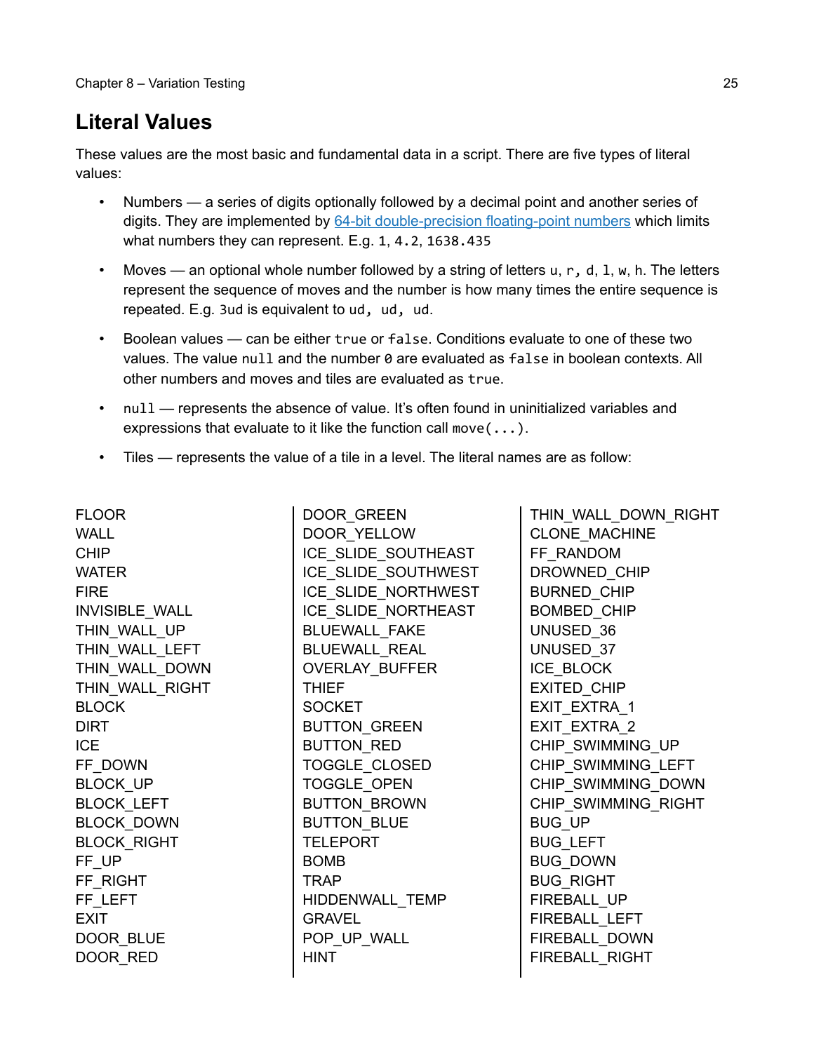## Literal Values

These values are the most basic and fundamental data in a script. There are five types of literal values:

- Numbers — a series of digits optionally followed by a decimal point and another series of digits. They are implemented by [64-bit double-precision floating-point numbers](#) which limits what numbers they can represent. E.g. `1`, `4.2`, `1638.435`
- Moves — an optional whole number followed by a string of letters `u`, `r`, `d`, `l`, `w`, `h`. The letters represent the sequence of moves and the number is how many times the entire sequence is repeated. E.g. `3ud` is equivalent to `ud, ud, ud`.
- Boolean values — can be either `true` or `false`. Conditions evaluate to one of these two values. The value `null` and the number `0` are evaluated as `false` in boolean contexts. All other numbers and moves and tiles are evaluated as `true`.
- `null` — represents the absence of value. It's often found in uninitialized variables and expressions that evaluate to it like the function call `move(...)`.
- Tiles — represents the value of a tile in a level. The literal names are as follow:

```
FLOOR
WALL
CHIP
WATER
FIRE
INVISIBLE_WALL
THIN_WALL_UP
THIN_WALL_LEFT
THIN_WALL_DOWN
THIN_WALL_RIGHT
BLOCK
DIRT
ICE
FF_DOWN
BLOCK_UP
BLOCK_LEFT
BLOCK_DOWN
BLOCK_RIGHT
FF_UP
FF_RIGHT
FF_LEFT
EXIT
DOOR_BLUE
DOOR_RED
DOOR_GREEN
DOOR_YELLOW
ICE_SLIDE_SOUTHEAST
ICE_SLIDE_SOUTHWEST
ICE_SLIDE_NORTHWEST
ICE_SLIDE_NORTHEAST
BLUEWALL_FAKE
BLUEWALL_REAL
OVERLAY_BUFFER
THIEF
SOCKET
BUTTON_GREEN
BUTTON_RED
TOGGLE_CLOSED
TOGGLE_OPEN
BUTTON_BROWN
BUTTON_BLUE
TELEPORT
BOMB
TRAP
HIDDENWALL_TEMP
GRAVEL
POP_UP_WALL
HINT
THIN_WALL_DOWN_RIGHT
CLONE_MACHINE
FF_RANDOM
DROWNED_CHIP
BURNED_CHIP
BOMBED_CHIP
UNUSED_36
UNUSED_37
ICE_BLOCK
EXITED_CHIP
EXIT_EXTRA_1
EXIT_EXTRA_2
CHIP_SWIMMING_UP
CHIP_SWIMMING_LEFT
CHIP_SWIMMING_DOWN
CHIP_SWIMMING_RIGHT
BUG_UP
BUG_LEFT
BUG_DOWN
BUG_RIGHT
FIREBALL_UP
FIREBALL_LEFT
FIREBALL_DOWN
FIREBALL_RIGHT
```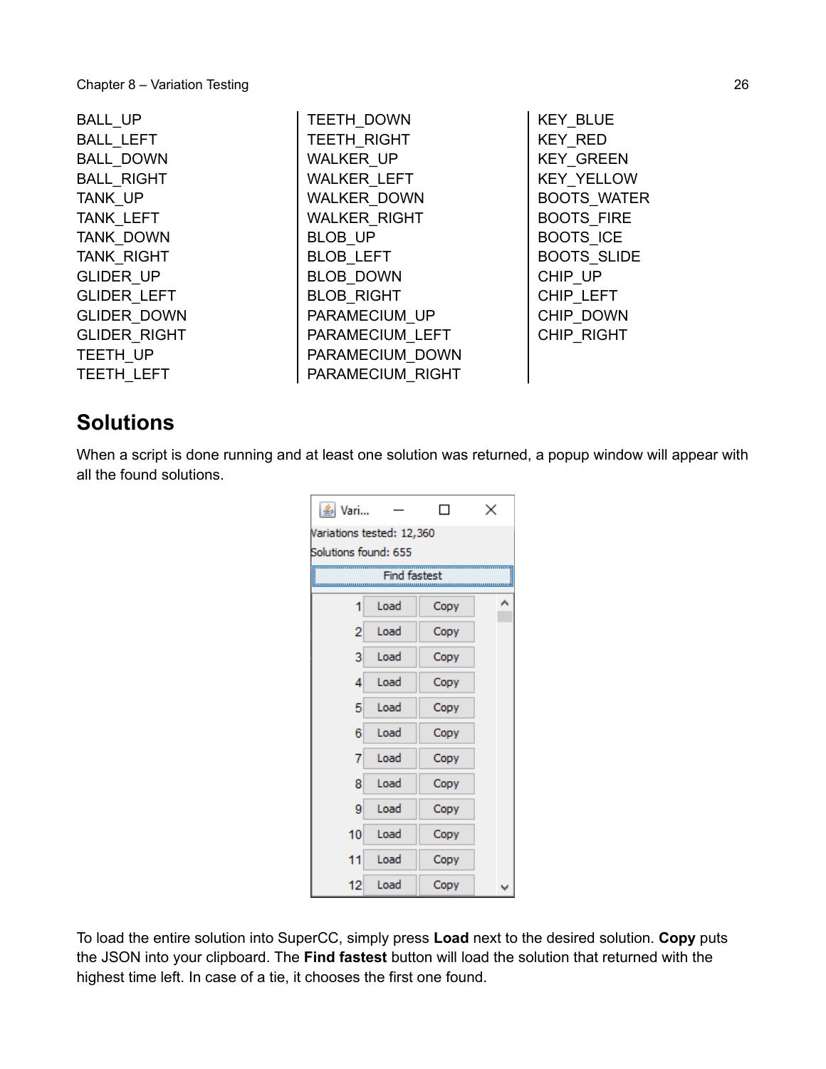BALL_UP
BALL_LEFT
BALL_DOWN
BALL_RIGHT
TANK_UP
TANK_LEFT
TANK_DOWN
TANK_RIGHT
GLIDER_UP
GLIDER_LEFT
GLIDER_DOWN
GLIDER_RIGHT
TEETH_UP
TEETH_LEFT
TEETH_DOWN
TEETH_RIGHT
WALKER_UP
WALKER_LEFT
WALKER_DOWN
WALKER_RIGHT
BLOB_UP
BLOB_LEFT
BLOB_DOWN
BLOB_RIGHT
PARAMECIUM_UP
PARAMECIUM_LEFT
PARAMECIUM_DOWN
PARAMECIUM_RIGHT
KEY_BLUE
KEY_RED
KEY_GREEN
KEY_YELLOW
BOOTS_WATER
BOOTS_FIRE
BOOTS_ICE
BOOTS_SLIDE
CHIP_UP
CHIP_LEFT
CHIP_DOWN
CHIP_RIGHT

## Solutions

When a script is done running and at least one solution was returned, a popup window will appear with all the found solutions.

To load the entire solution into SuperCC, simply press **Load** next to the desired solution. **Copy** puts the JSON into your clipboard. The **Find fastest** button will load the solution that returned with the highest time left. In case of a tie, it chooses the first one found.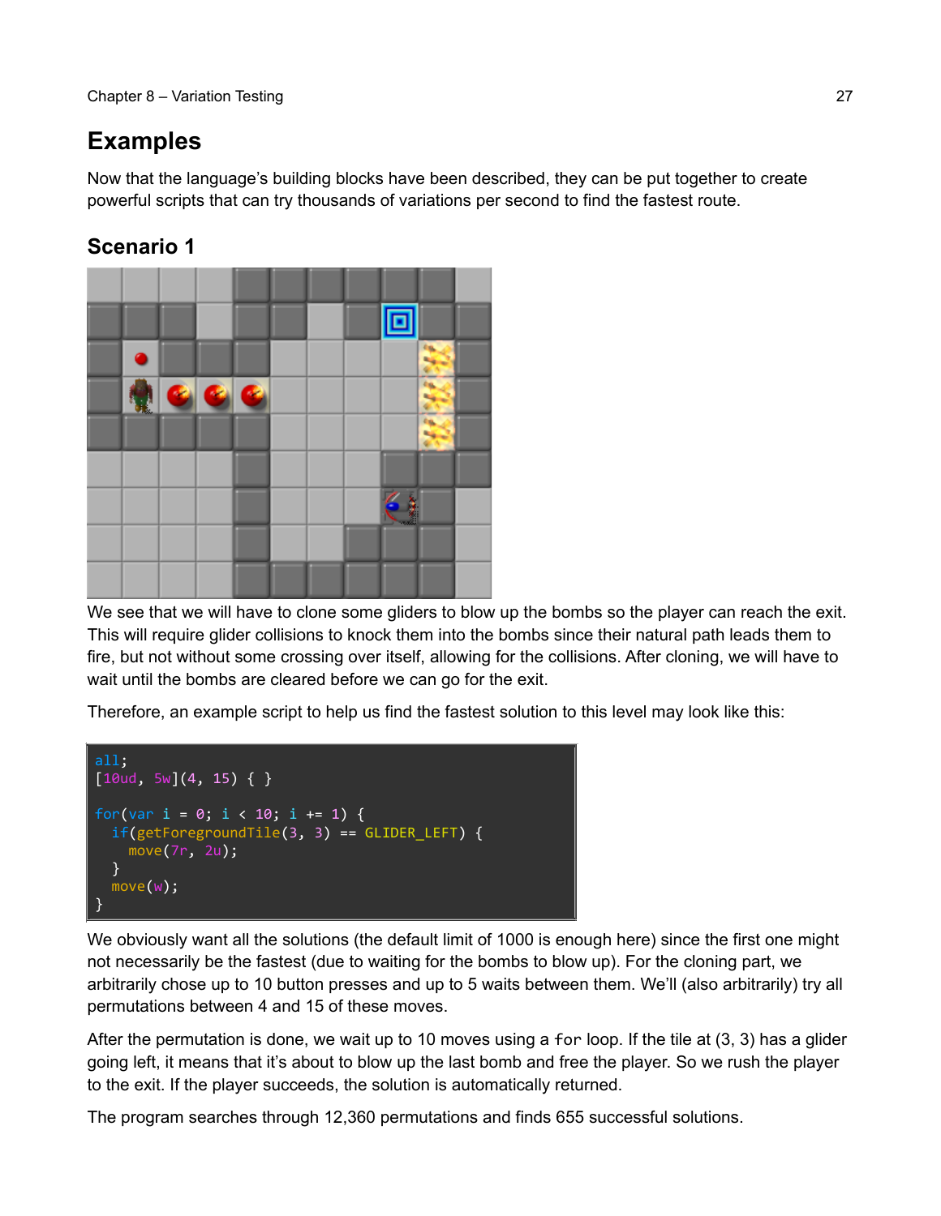## Examples

Now that the language's building blocks have been described, they can be put together to create powerful scripts that can try thousands of variations per second to find the fastest route.

### Scenario 1

We see that we will have to clone some gliders to blow up the bombs so the player can reach the exit. This will require glider collisions to knock them into the bombs since their natural path leads them to fire, but not without some crossing over itself, allowing for the collisions. After cloning, we will have to wait until the bombs are cleared before we can go for the exit.

Therefore, an example script to help us find the fastest solution to this level may look like this:

```
all;
[10ud, 5w](4, 15) { }

for(var i = 0; i < 10; i += 1) {
  if(getForegroundTile(3, 3) == GLIDER_LEFT) {
    move(7r, 2u);
  }
  move(w);
}
```

We obviously want all the solutions (the default limit of 1000 is enough here) since the first one might not necessarily be the fastest (due to waiting for the bombs to blow up). For the cloning part, we arbitrarily chose up to 10 button presses and up to 5 waits between them. We'll (also arbitrarily) try all permutations between 4 and 15 of these moves.

After the permutation is done, we wait up to 10 moves using a `for` loop. If the tile at (3, 3) has a glider going left, it means that it's about to blow up the last bomb and free the player. So we rush the player to the exit. If the player succeeds, the solution is automatically returned.

The program searches through 12,360 permutations and finds 655 successful solutions.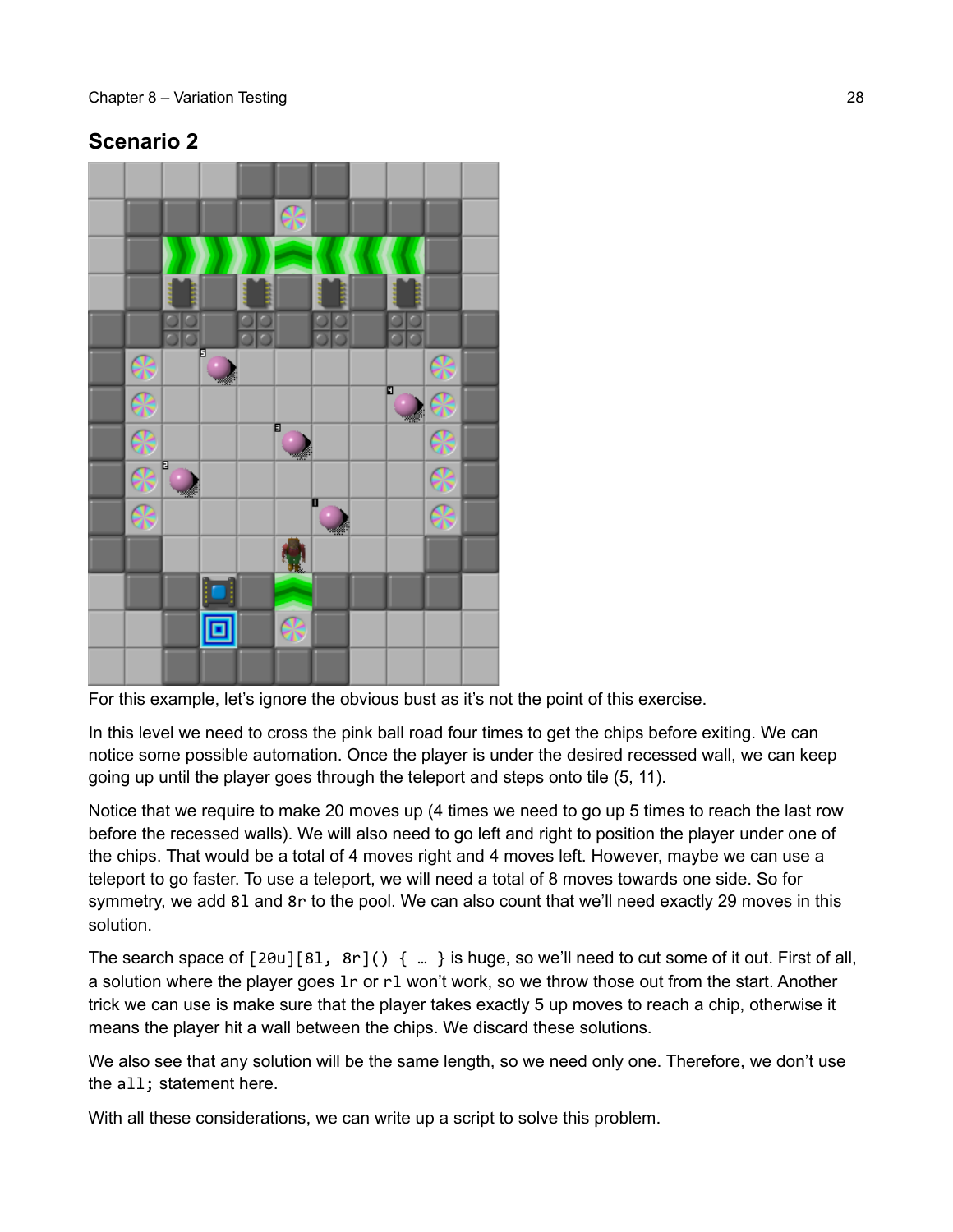## Scenario 2

For this example, let’s ignore the obvious bust as it’s not the point of this exercise.

In this level we need to cross the pink ball road four times to get the chips before exiting. We can notice some possible automation. Once the player is under the desired recessed wall, we can keep going up until the player goes through the teleport and steps onto tile (5, 11).

Notice that we require to make 20 moves up (4 times we need to go up 5 times to reach the last row before the recessed walls). We will also need to go left and right to position the player under one of the chips. That would be a total of 4 moves right and 4 moves left. However, maybe we can use a teleport to go faster. To use a teleport, we will need a total of 8 moves towards one side. So for symmetry, we add `8l` and `8r` to the pool. We can also count that we’ll need exactly 29 moves in this solution.

The search space of `[20u][8l, 8r]() { … }` is huge, so we’ll need to cut some of it out. First of all, a solution where the player goes `lr` or `rl` won’t work, so we throw those out from the start. Another trick we can use is make sure that the player takes exactly 5 up moves to reach a chip, otherwise it means the player hit a wall between the chips. We discard these solutions.

We also see that any solution will be the same length, so we need only one. Therefore, we don’t use the `all;` statement here.

With all these considerations, we can write up a script to solve this problem.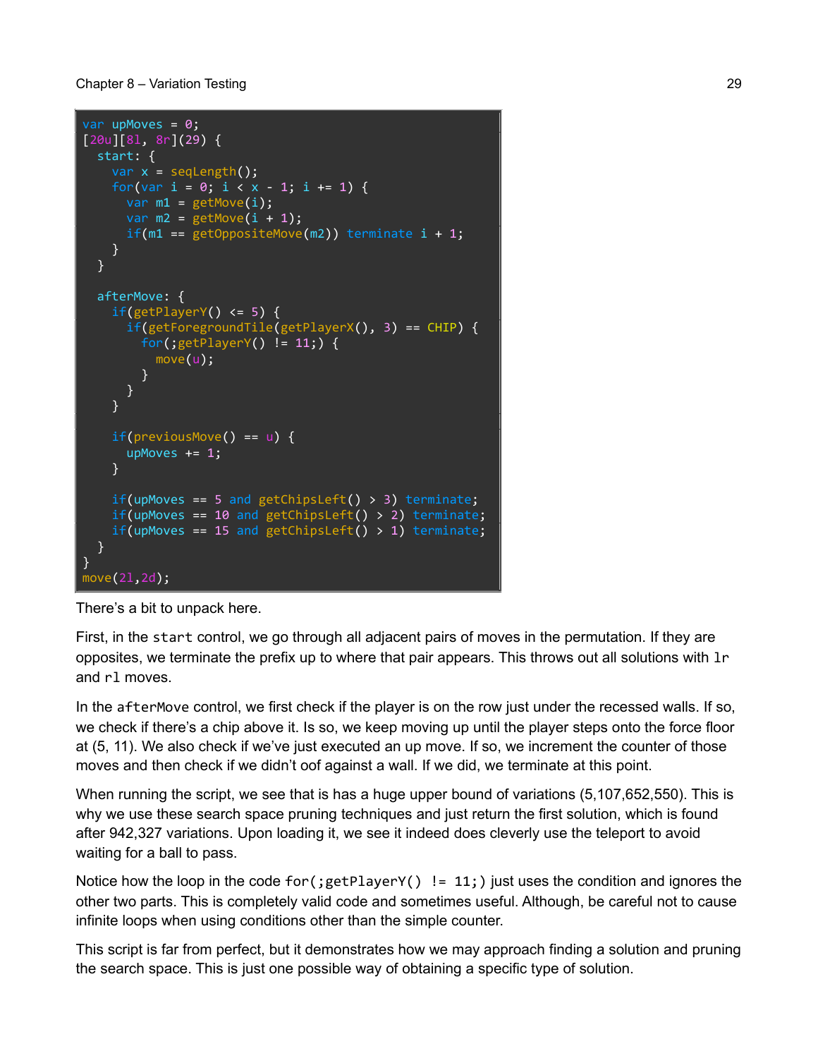```
var upMoves = 0;
[20u][8l, 8r](29) {
  start: {
    var x = seqLength();
    for(var i = 0; i < x - 1; i += 1) {
      var m1 = getMove(i);
      var m2 = getMove(i + 1);
      if(m1 == getOppositeMove(m2)) terminate i + 1;
    }
  }

  afterMove: {
    if(getPlayerY() <= 5) {
      if(getForegroundTile(getPlayerX(), 3) == CHIP) {
        for(;getPlayerY() != 11;) {
          move(u);
        }
      }
    }

    if(previousMove() == u) {
      upMoves += 1;
    }

    if(upMoves == 5 and getChipsLeft() > 3) terminate;
    if(upMoves == 10 and getChipsLeft() > 2) terminate;
    if(upMoves == 15 and getChipsLeft() > 1) terminate;
  }
}
move(2l,2d);
```

There's a bit to unpack here.

First, in the `start` control, we go through all adjacent pairs of moves in the permutation. If they are opposites, we terminate the prefix up to where that pair appears. This throws out all solutions with `lr` and `rl` moves.

In the `afterMove` control, we first check if the player is on the row just under the recessed walls. If so, we check if there's a chip above it. Is so, we keep moving up until the player steps onto the force floor at (5, 11). We also check if we've just executed an up move. If so, we increment the counter of those moves and then check if we didn't oof against a wall. If we did, we terminate at this point.

When running the script, we see that is has a huge upper bound of variations (5,107,652,550). This is why we use these search space pruning techniques and just return the first solution, which is found after 942,327 variations. Upon loading it, we see it indeed does cleverly use the teleport to avoid waiting for a ball to pass.

Notice how the loop in the code `for(;getPlayerY() != 11;)` just uses the condition and ignores the other two parts. This is completely valid code and sometimes useful. Although, be careful not to cause infinite loops when using conditions other than the simple counter.

This script is far from perfect, but it demonstrates how we may approach finding a solution and pruning the search space. This is just one possible way of obtaining a specific type of solution.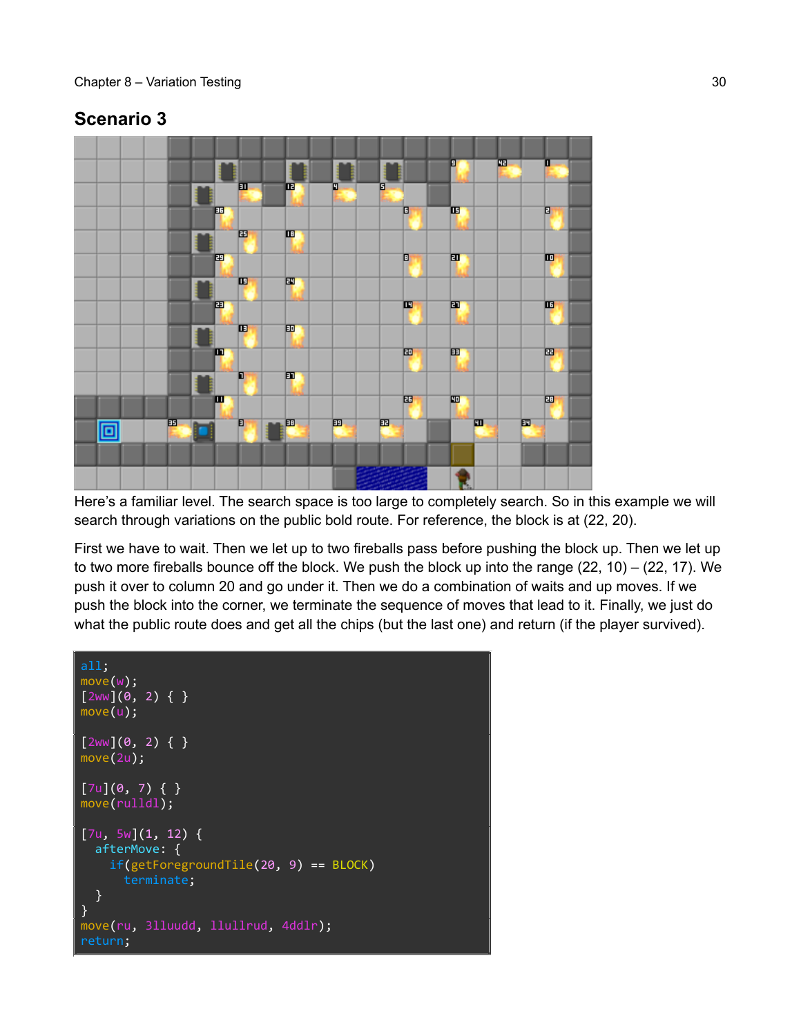## Scenario 3

Here's a familiar level. The search space is too large to completely search. So in this example we will search through variations on the public bold route. For reference, the block is at (22, 20).

First we have to wait. Then we let up to two fireballs pass before pushing the block up. Then we let up to two more fireballs bounce off the block. We push the block up into the range (22, 10) – (22, 17). We push it over to column 20 and go under it. Then we do a combination of waits and up moves. If we push the block into the corner, we terminate the sequence of moves that lead to it. Finally, we just do what the public route does and get all the chips (but the last one) and return (if the player survived).

```
all;
move(w);
[2ww](0, 2) { }
move(u);

[2ww](0, 2) { }
move(2u);

[7u](0, 7) { }
move(rulldl);

[7u, 5w](1, 12) {
  afterMove: {
    if(getForegroundTile(20, 9) == BLOCK)
      terminate;
  }
}
move(ru, 3lluudd, llullrud, 4ddlr);
return;
```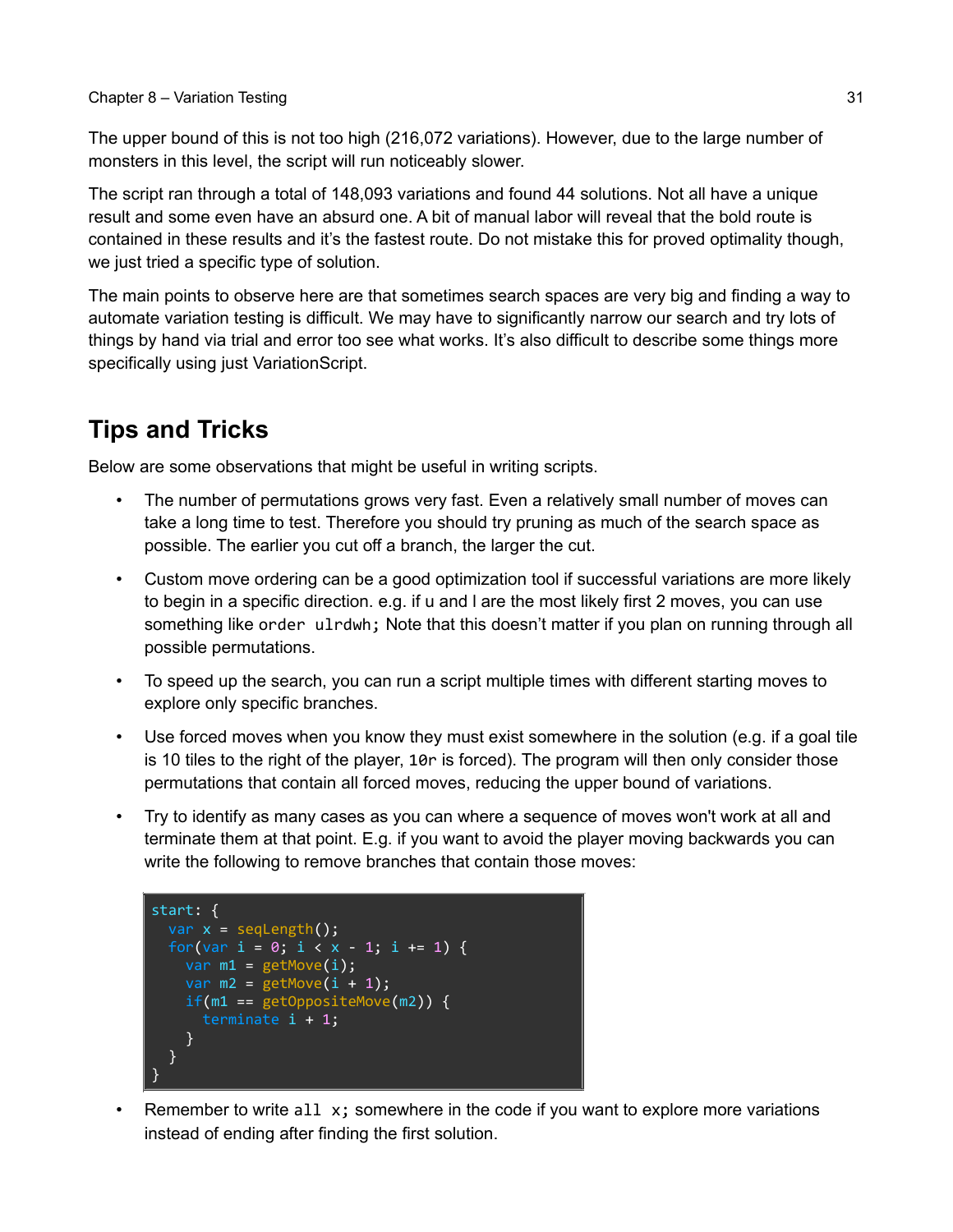The upper bound of this is not too high (216,072 variations). However, due to the large number of monsters in this level, the script will run noticeably slower.

The script ran through a total of 148,093 variations and found 44 solutions. Not all have a unique result and some even have an absurd one. A bit of manual labor will reveal that the bold route is contained in these results and it's the fastest route. Do not mistake this for proved optimality though, we just tried a specific type of solution.

The main points to observe here are that sometimes search spaces are very big and finding a way to automate variation testing is difficult. We may have to significantly narrow our search and try lots of things by hand via trial and error too see what works. It's also difficult to describe some things more specifically using just VariationScript.

## Tips and Tricks

Below are some observations that might be useful in writing scripts.

- The number of permutations grows very fast. Even a relatively small number of moves can take a long time to test. Therefore you should try pruning as much of the search space as possible. The earlier you cut off a branch, the larger the cut.
- Custom move ordering can be a good optimization tool if successful variations are more likely to begin in a specific direction. e.g. if u and l are the most likely first 2 moves, you can use something like `order ulrdwh;` Note that this doesn't matter if you plan on running through all possible permutations.
- To speed up the search, you can run a script multiple times with different starting moves to explore only specific branches.
- Use forced moves when you know they must exist somewhere in the solution (e.g. if a goal tile is 10 tiles to the right of the player, `10r` is forced). The program will then only consider those permutations that contain all forced moves, reducing the upper bound of variations.
- Try to identify as many cases as you can where a sequence of moves won't work at all and terminate them at that point. E.g. if you want to avoid the player moving backwards you can write the following to remove branches that contain those moves:

```
start: {
  var x = seqLength();
  for(var i = 0; i < x - 1; i += 1) {
    var m1 = getMove(i);
    var m2 = getMove(i + 1);
    if(m1 == getOppositeMove(m2)) {
      terminate i + 1;
    }
  }
}
```

- Remember to write `all x;` somewhere in the code if you want to explore more variations instead of ending after finding the first solution.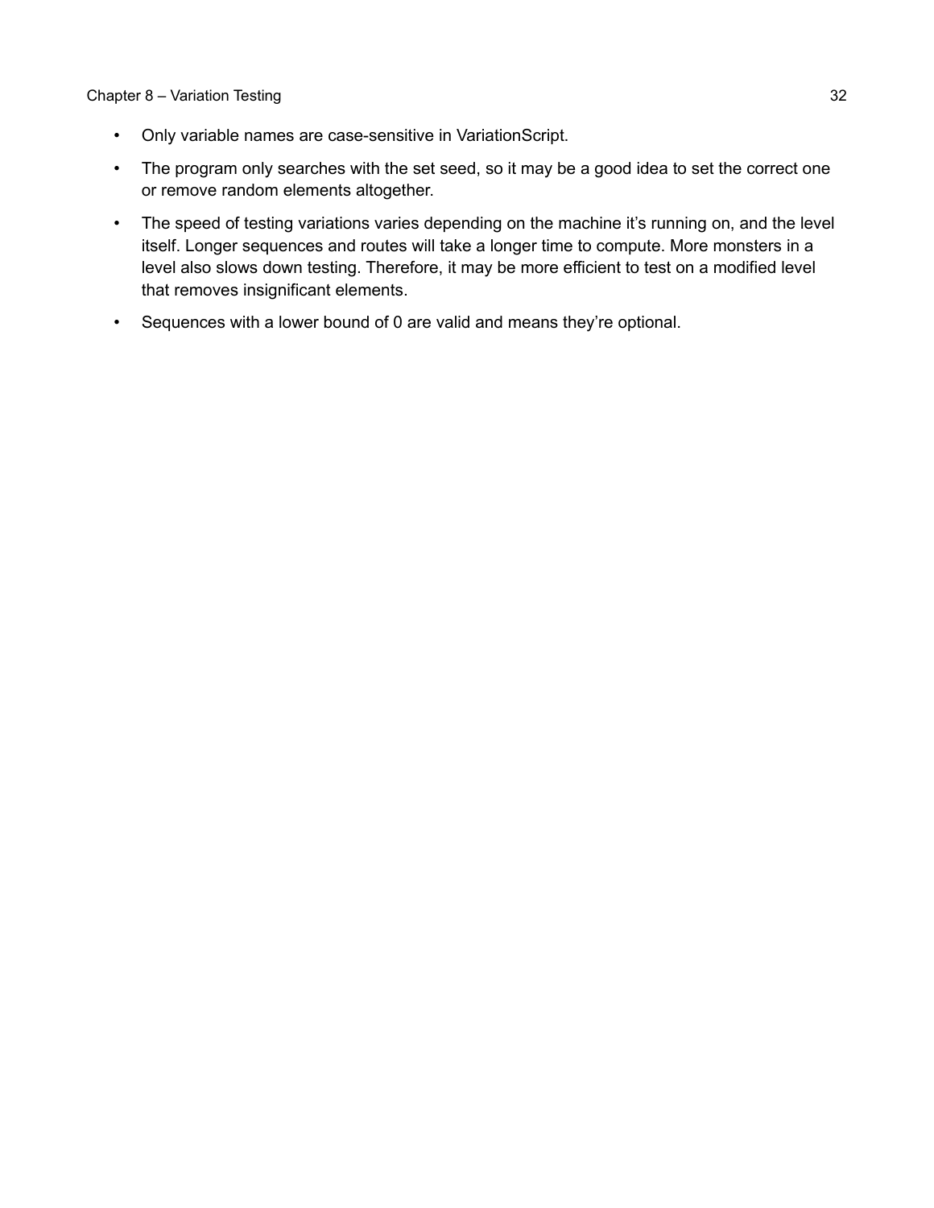- Only variable names are case-sensitive in VariationScript.
- The program only searches with the set seed, so it may be a good idea to set the correct one or remove random elements altogether.
- The speed of testing variations varies depending on the machine it's running on, and the level itself. Longer sequences and routes will take a longer time to compute. More monsters in a level also slows down testing. Therefore, it may be more efficient to test on a modified level that removes insignificant elements.
- Sequences with a lower bound of 0 are valid and means they're optional.